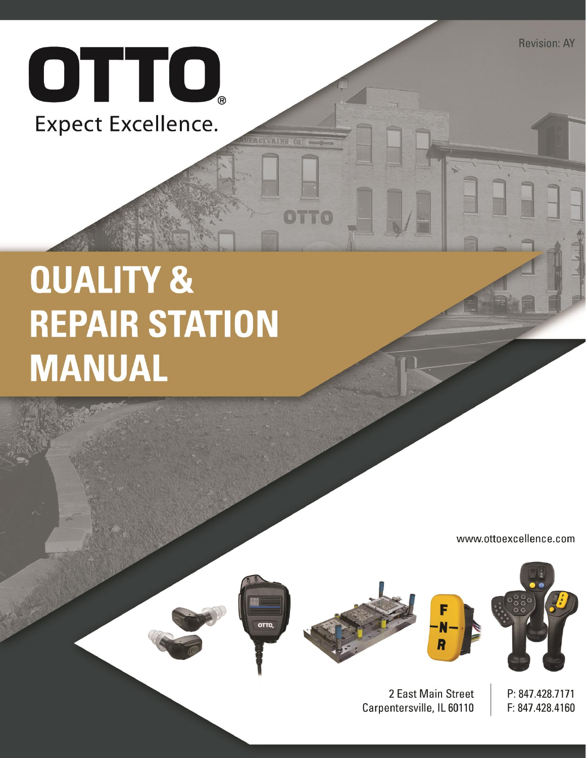Revision: AY

OTTO®

Expect Excellence.

# QUALITY & REPAIR STATION MANUAL

www.ottoexcellence.com

2 East Main Street
Carpentersville, IL 60110

P: 847.428.7171
F: 847.428.4160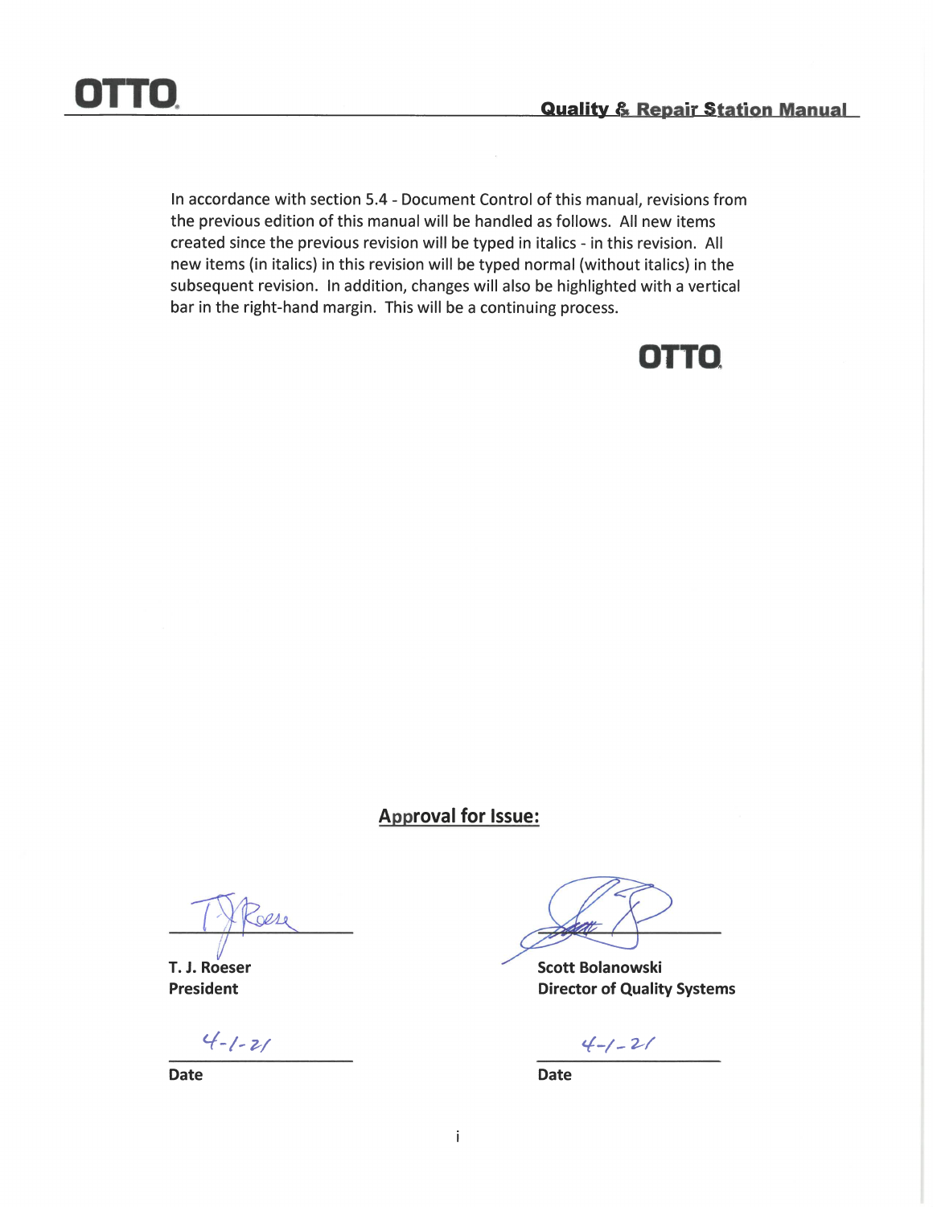In accordance with section 5.4 - Document Control of this manual, revisions from the previous edition of this manual will be handled as follows. All new items created since the previous revision will be typed in italics - in this revision. All new items (in italics) in this revision will be typed normal (without italics) in the subsequent revision. In addition, changes will also be highlighted with a vertical bar in the right-hand margin. This will be a continuing process.

OTTO

## Approval for Issue:

**T. J. Roeser**
**President**

4-1-21
**Date**

**Scott Bolanowski**
**Director of Quality Systems**

4-1-21
**Date**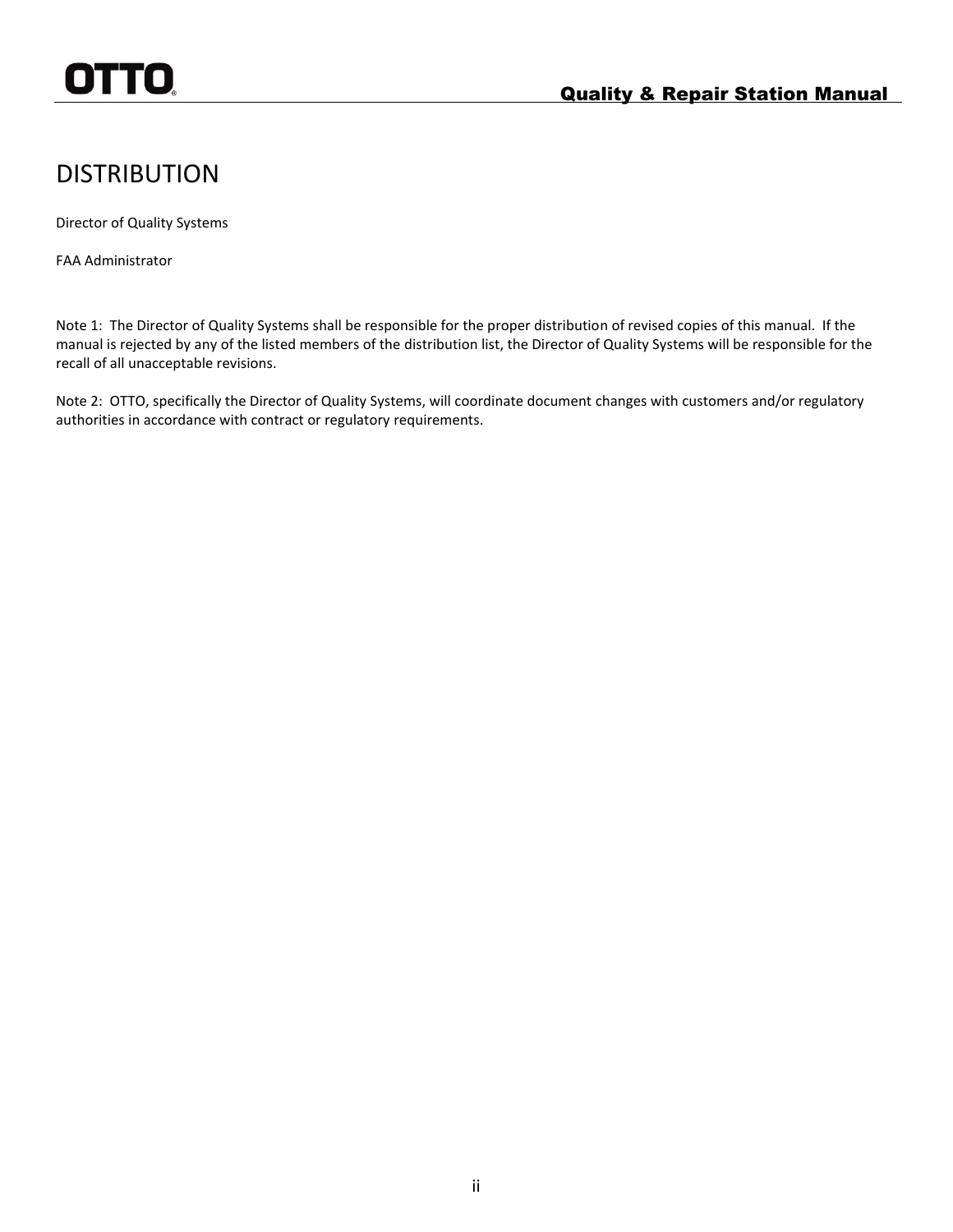# DISTRIBUTION

Director of Quality Systems

FAA Administrator

Note 1: The Director of Quality Systems shall be responsible for the proper distribution of revised copies of this manual. If the manual is rejected by any of the listed members of the distribution list, the Director of Quality Systems will be responsible for the recall of all unacceptable revisions.

Note 2: OTTO, specifically the Director of Quality Systems, will coordinate document changes with customers and/or regulatory authorities in accordance with contract or regulatory requirements.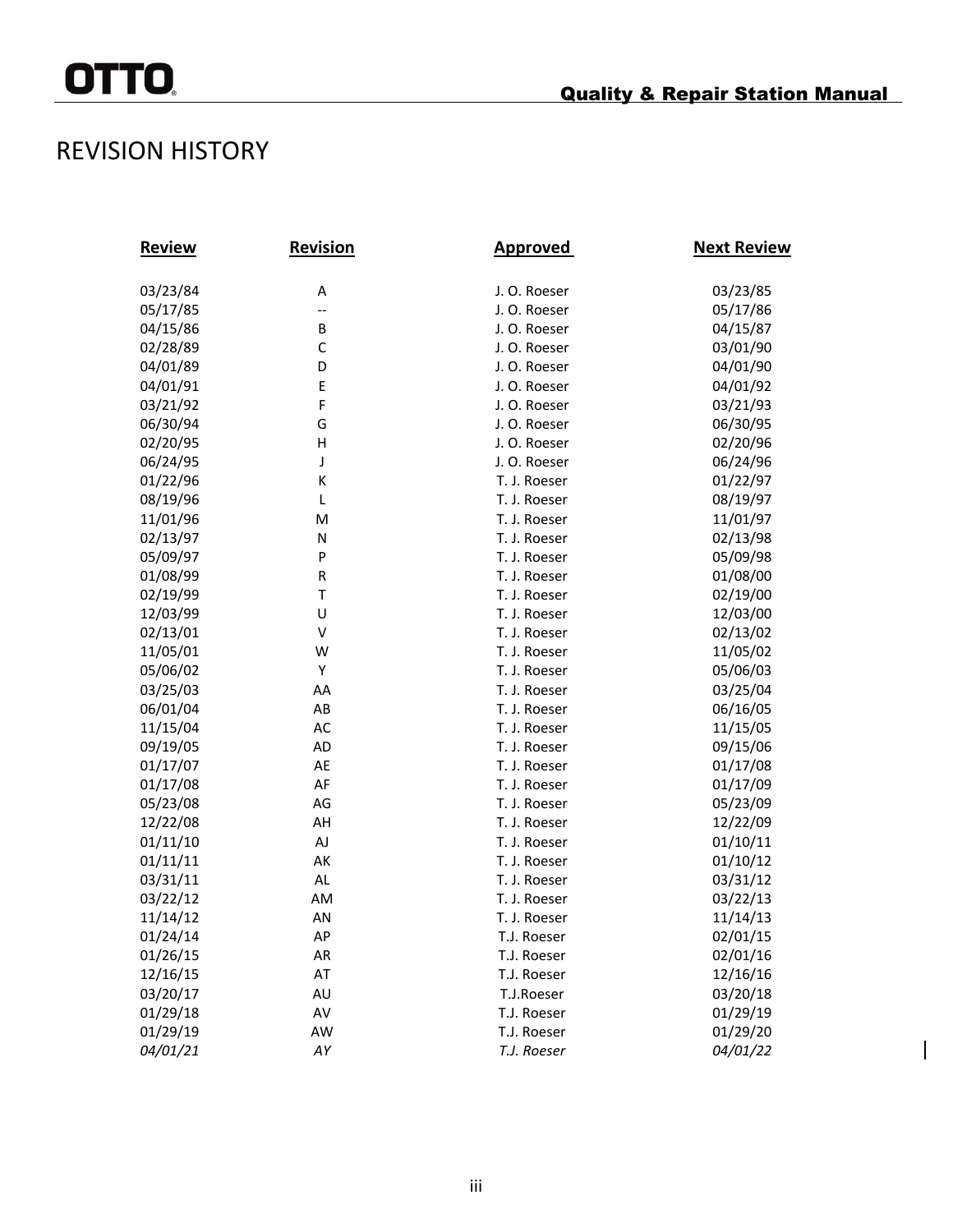# REVISION HISTORY

| Review | Revision | Approved | Next Review |
|---|---|---|---|
| 03/23/84 | A | J. O. Roeser | 03/23/85 |
| 05/17/85 | -- | J. O. Roeser | 05/17/86 |
| 04/15/86 | B | J. O. Roeser | 04/15/87 |
| 02/28/89 | C | J. O. Roeser | 03/01/90 |
| 04/01/89 | D | J. O. Roeser | 04/01/90 |
| 04/01/91 | E | J. O. Roeser | 04/01/92 |
| 03/21/92 | F | J. O. Roeser | 03/21/93 |
| 06/30/94 | G | J. O. Roeser | 06/30/95 |
| 02/20/95 | H | J. O. Roeser | 02/20/96 |
| 06/24/95 | J | J. O. Roeser | 06/24/96 |
| 01/22/96 | K | T. J. Roeser | 01/22/97 |
| 08/19/96 | L | T. J. Roeser | 08/19/97 |
| 11/01/96 | M | T. J. Roeser | 11/01/97 |
| 02/13/97 | N | T. J. Roeser | 02/13/98 |
| 05/09/97 | P | T. J. Roeser | 05/09/98 |
| 01/08/99 | R | T. J. Roeser | 01/08/00 |
| 02/19/99 | T | T. J. Roeser | 02/19/00 |
| 12/03/99 | U | T. J. Roeser | 12/03/00 |
| 02/13/01 | V | T. J. Roeser | 02/13/02 |
| 11/05/01 | W | T. J. Roeser | 11/05/02 |
| 05/06/02 | Y | T. J. Roeser | 05/06/03 |
| 03/25/03 | AA | T. J. Roeser | 03/25/04 |
| 06/01/04 | AB | T. J. Roeser | 06/16/05 |
| 11/15/04 | AC | T. J. Roeser | 11/15/05 |
| 09/19/05 | AD | T. J. Roeser | 09/15/06 |
| 01/17/07 | AE | T. J. Roeser | 01/17/08 |
| 01/17/08 | AF | T. J. Roeser | 01/17/09 |
| 05/23/08 | AG | T. J. Roeser | 05/23/09 |
| 12/22/08 | AH | T. J. Roeser | 12/22/09 |
| 01/11/10 | AJ | T. J. Roeser | 01/10/11 |
| 01/11/11 | AK | T. J. Roeser | 01/10/12 |
| 03/31/11 | AL | T. J. Roeser | 03/31/12 |
| 03/22/12 | AM | T. J. Roeser | 03/22/13 |
| 11/14/12 | AN | T. J. Roeser | 11/14/13 |
| 01/24/14 | AP | T.J. Roeser | 02/01/15 |
| 01/26/15 | AR | T.J. Roeser | 02/01/16 |
| 12/16/15 | AT | T.J. Roeser | 12/16/16 |
| 03/20/17 | AU | T.J.Roeser | 03/20/18 |
| 01/29/18 | AV | T.J. Roeser | 01/29/19 |
| 01/29/19 | AW | T.J. Roeser | 01/29/20 |
| *04/01/21* | *AY* | *T.J. Roeser* | *04/01/22* |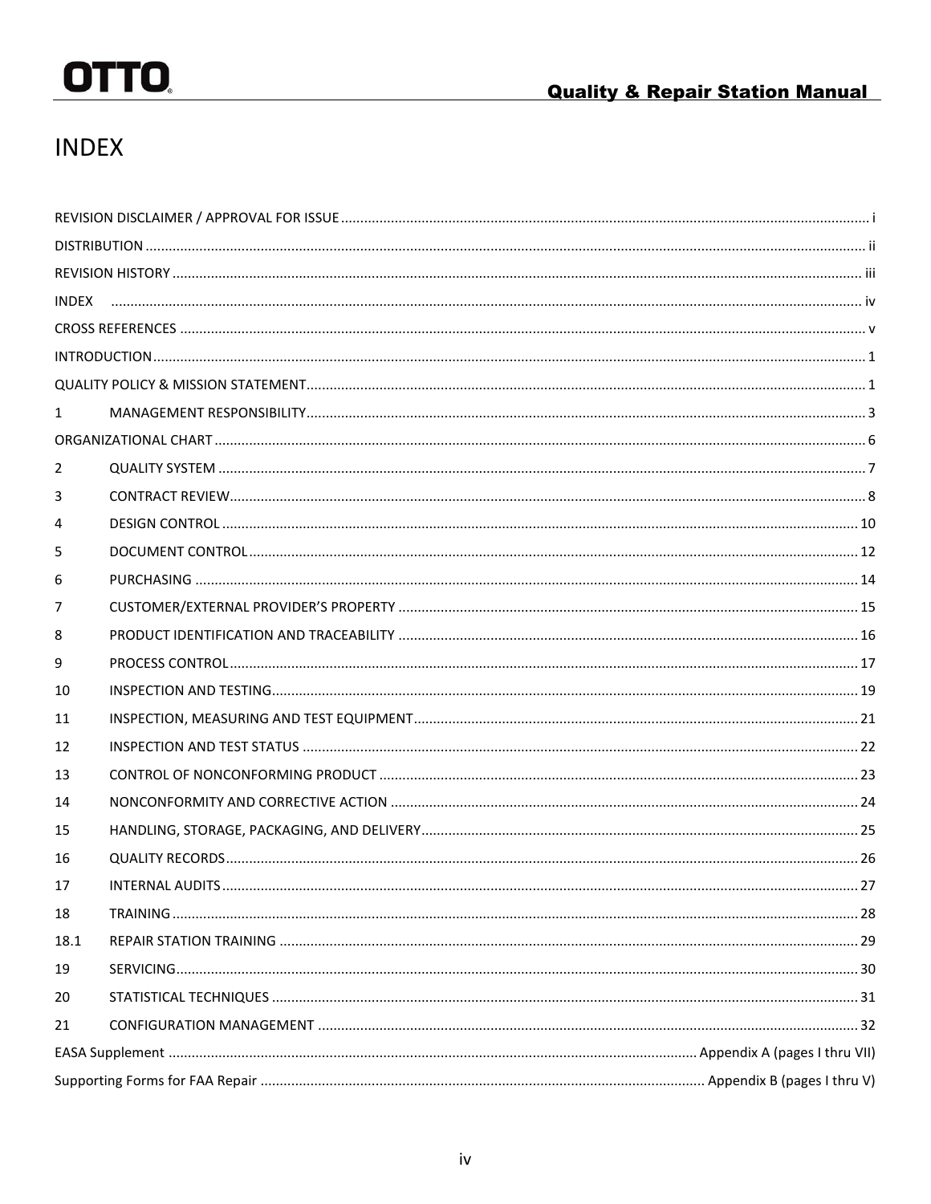# INDEX

| Section | Page |
|---|---|
| REVISION DISCLAIMER / APPROVAL FOR ISSUE | i |
| DISTRIBUTION | ii |
| REVISION HISTORY | iii |
| INDEX | iv |
| CROSS REFERENCES | v |
| INTRODUCTION | 1 |
| QUALITY POLICY & MISSION STATEMENT | 1 |
| 1 MANAGEMENT RESPONSIBILITY | 3 |
| ORGANIZATIONAL CHART | 6 |
| 2 QUALITY SYSTEM | 7 |
| 3 CONTRACT REVIEW | 8 |
| 4 DESIGN CONTROL | 10 |
| 5 DOCUMENT CONTROL | 12 |
| 6 PURCHASING | 14 |
| 7 CUSTOMER/EXTERNAL PROVIDER'S PROPERTY | 15 |
| 8 PRODUCT IDENTIFICATION AND TRACEABILITY | 16 |
| 9 PROCESS CONTROL | 17 |
| 10 INSPECTION AND TESTING | 19 |
| 11 INSPECTION, MEASURING AND TEST EQUIPMENT | 21 |
| 12 INSPECTION AND TEST STATUS | 22 |
| 13 CONTROL OF NONCONFORMING PRODUCT | 23 |
| 14 NONCONFORMITY AND CORRECTIVE ACTION | 24 |
| 15 HANDLING, STORAGE, PACKAGING, AND DELIVERY | 25 |
| 16 QUALITY RECORDS | 26 |
| 17 INTERNAL AUDITS | 27 |
| 18 TRAINING | 28 |
| 18.1 REPAIR STATION TRAINING | 29 |
| 19 SERVICING | 30 |
| 20 STATISTICAL TECHNIQUES | 31 |
| 21 CONFIGURATION MANAGEMENT | 32 |
| EASA Supplement | Appendix A (pages I thru VII) |
| Supporting Forms for FAA Repair | Appendix B (pages I thru V) |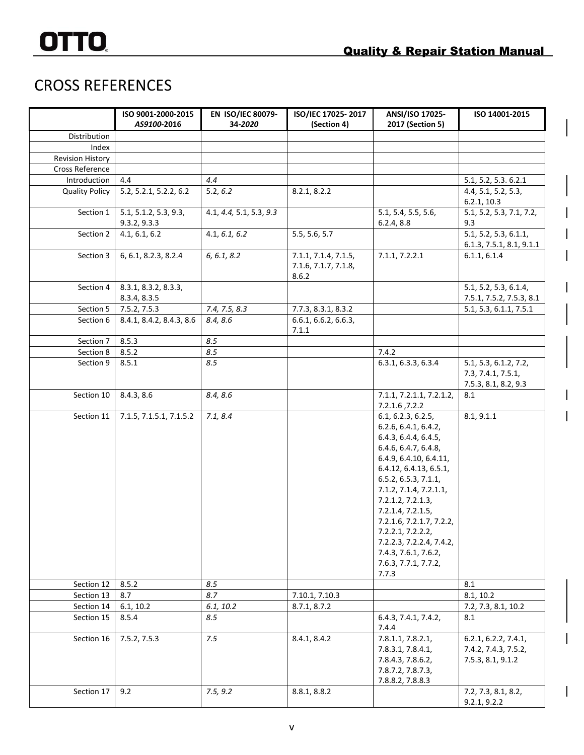# CROSS REFERENCES

| | ISO 9001-2000-2015 *AS9100*-2016 | EN ISO/IEC 80079-34-*2020* | ISO/IEC 17025- 2017 (Section 4) | ANSI/ISO 17025-2017 (Section 5) | ISO 14001-2015 |
|---|---|---|---|---|---|
| Distribution | | | | | |
| Index | | | | | |
| Revision History | | | | | |
| Cross Reference | | | | | |
| Introduction | 4.4 | *4.4* | | | 5.1, 5.2, 5.3. 6.2.1 |
| Quality Policy | 5.2, 5.2.1, 5.2.2, 6.2 | 5.2, *6.2* | 8.2.1, 8.2.2 | | 4.4, 5.1, 5.2, 5.3, 6.2.1, 10.3 |
| Section 1 | 5.1, 5.1.2, 5.3, 9.3, 9.3.2, 9.3.3 | 4.1, *4.4,* 5.1, 5.3, *9.3* | | 5.1, 5.4, 5.5, 5.6, 6.2.4, 8.8 | 5.1, 5.2, 5.3, 7.1, 7.2, 9.3 |
| Section 2 | 4.1, 6.1, 6.2 | 4.1, *6.1, 6.2* | 5.5, 5.6, 5.7 | | 5.1, 5.2, 5.3, 6.1.1, 6.1.3, 7.5.1, 8.1, 9.1.1 |
| Section 3 | 6, 6.1, 8.2.3, 8.2.4 | *6, 6.1, 8.2* | 7.1.1, 7.1.4, 7.1.5, 7.1.6, 7.1.7, 7.1.8, 8.6.2 | 7.1.1, 7.2.2.1 | 6.1.1, 6.1.4 |
| Section 4 | 8.3.1, 8.3.2, 8.3.3, 8.3.4, 8.3.5 | | | | 5.1, 5.2, 5.3, 6.1.4, 7.5.1, 7.5.2, 7.5.3, 8.1 |
| Section 5 | 7.5.2, 7.5.3 | *7.4, 7.5, 8.3* | 7.7.3, 8.3.1, 8.3.2 | | 5.1, 5.3, 6.1.1, 7.5.1 |
| Section 6 | 8.4.1, 8.4.2, 8.4.3, 8.6 | *8.4, 8.6* | 6.6.1, 6.6.2, 6.6.3, 7.1.1 | | |
| Section 7 | 8.5.3 | *8.5* | | | |
| Section 8 | 8.5.2 | *8.5* | | 7.4.2 | |
| Section 9 | 8.5.1 | *8.5* | | 6.3.1, 6.3.3, 6.3.4 | 5.1, 5.3, 6.1.2, 7.2, 7.3, 7.4.1, 7.5.1, 7.5.3, 8.1, 8.2, 9.3 |
| Section 10 | 8.4.3, 8.6 | *8.4, 8.6* | | 7.1.1, 7.2.1.1, 7.2.1.2, 7.2.1.6 ,7.2.2 | 8.1 |
| Section 11 | 7.1.5, 7.1.5.1, 7.1.5.2 | *7.1, 8.4* | | 6.1, 6.2.3, 6.2.5, 6.2.6, 6.4.1, 6.4.2, 6.4.3, 6.4.4, 6.4.5, 6.4.6, 6.4.7, 6.4.8, 6.4.9, 6.4.10, 6.4.11, 6.4.12, 6.4.13, 6.5.1, 6.5.2, 6.5.3, 7.1.1, 7.1.2, 7.1.4, 7.2.1.1, 7.2.1.2, 7.2.1.3, 7.2.1.4, 7.2.1.5, 7.2.1.6, 7.2.1.7, 7.2.2, 7.2.2.1, 7.2.2.2, 7.2.2.3, 7.2.2.4, 7.4.2, 7.4.3, 7.6.1, 7.6.2, 7.6.3, 7.7.1, 7.7.2, 7.7.3 | 8.1, 9.1.1 |
| Section 12 | 8.5.2 | *8.5* | | | 8.1 |
| Section 13 | 8.7 | *8.7* | 7.10.1, 7.10.3 | | 8.1, 10.2 |
| Section 14 | 6.1, 10.2 | *6.1, 10.2* | 8.7.1, 8.7.2 | | 7.2, 7.3, 8.1, 10.2 |
| Section 15 | 8.5.4 | *8.5* | | 6.4.3, 7.4.1, 7.4.2, 7.4.4 | 8.1 |
| Section 16 | 7.5.2, 7.5.3 | *7.5* | 8.4.1, 8.4.2 | 7.8.1.1, 7.8.2.1, 7.8.3.1, 7.8.4.1, 7.8.4.3, 7.8.6.2, 7.8.7.2, 7.8.7.3, 7.8.8.2, 7.8.8.3 | 6.2.1, 6.2.2, 7.4.1, 7.4.2, 7.4.3, 7.5.2, 7.5.3, 8.1, 9.1.2 |
| Section 17 | 9.2 | *7.5, 9.2* | 8.8.1, 8.8.2 | | 7.2, 7.3, 8.1, 8.2, 9.2.1, 9.2.2 |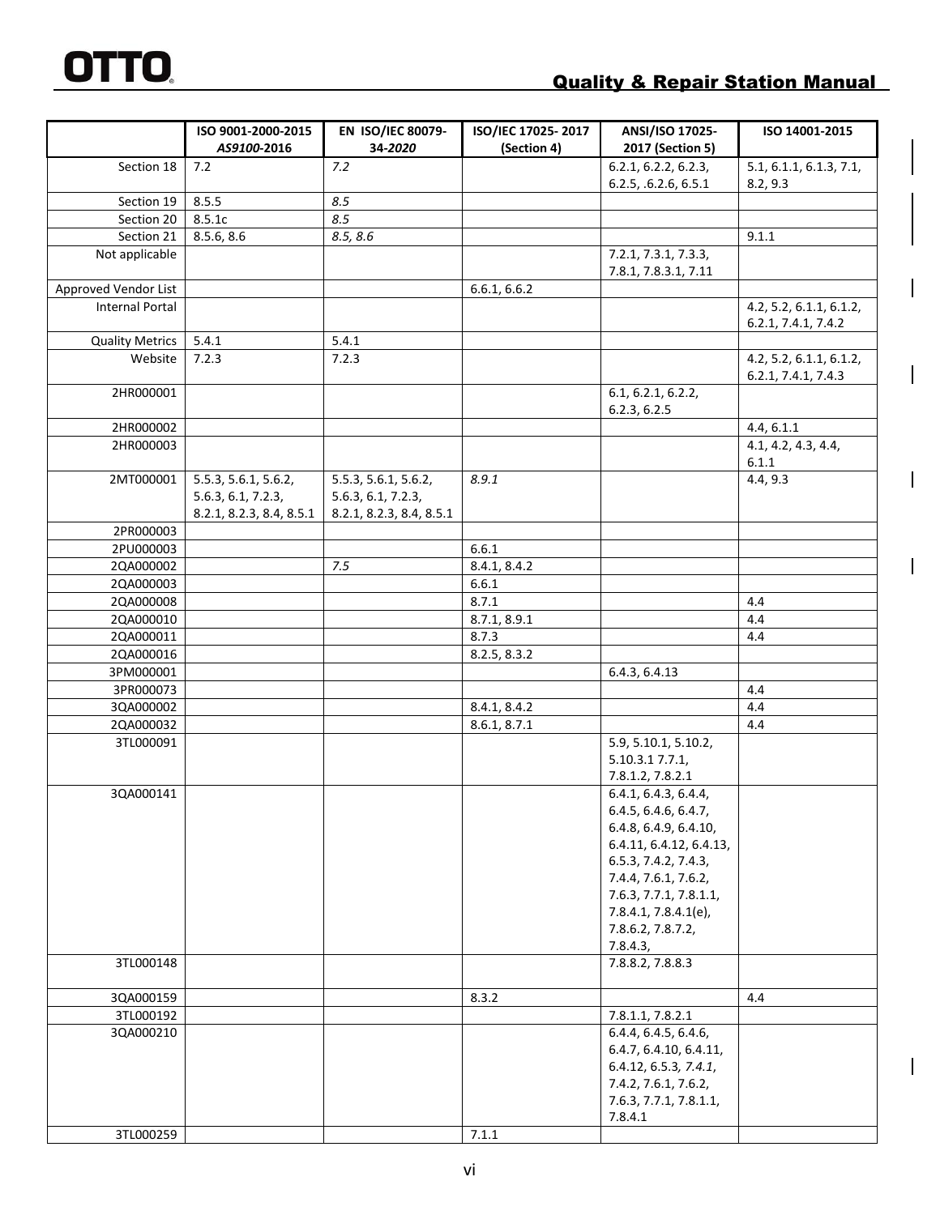| | ISO 9001-2000-2015 *AS9100*-2016 | EN ISO/IEC 80079-34-*2020* | ISO/IEC 17025- 2017 (Section 4) | ANSI/ISO 17025-2017 (Section 5) | ISO 14001-2015 |
|---|---|---|---|---|---|
| Section 18 | 7.2 | *7.2* | | 6.2.1, 6.2.2, 6.2.3, 6.2.5, .6.2.6, 6.5.1 | 5.1, 6.1.1, 6.1.3, 7.1, 8.2, 9.3 |
| Section 19 | 8.5.5 | *8.5* | | | |
| Section 20 | 8.5.1c | *8.5* | | | |
| Section 21 | 8.5.6, 8.6 | *8.5, 8.6* | | | 9.1.1 |
| Not applicable | | | | 7.2.1, 7.3.1, 7.3.3, 7.8.1, 7.8.3.1, 7.11 | |
| Approved Vendor List | | | 6.6.1, 6.6.2 | | |
| Internal Portal | | | | | 4.2, 5.2, 6.1.1, 6.1.2, 6.2.1, 7.4.1, 7.4.2 |
| Quality Metrics | 5.4.1 | 5.4.1 | | | |
| Website | 7.2.3 | 7.2.3 | | | 4.2, 5.2, 6.1.1, 6.1.2, 6.2.1, 7.4.1, 7.4.3 |
| 2HR000001 | | | | 6.1, 6.2.1, 6.2.2, 6.2.3, 6.2.5 | |
| 2HR000002 | | | | | 4.4, 6.1.1 |
| 2HR000003 | | | | | 4.1, 4.2, 4.3, 4.4, 6.1.1 |
| 2MT000001 | 5.5.3, 5.6.1, 5.6.2, 5.6.3, 6.1, 7.2.3, 8.2.1, 8.2.3, 8.4, 8.5.1 | 5.5.3, 5.6.1, 5.6.2, 5.6.3, 6.1, 7.2.3, 8.2.1, 8.2.3, 8.4, 8.5.1 | *8.9.1* | | 4.4, 9.3 |
| 2PR000003 | | | | | |
| 2PU000003 | | | 6.6.1 | | |
| 2QA000002 | | *7.5* | 8.4.1, 8.4.2 | | |
| 2QA000003 | | | 6.6.1 | | |
| 2QA000008 | | | 8.7.1 | | 4.4 |
| 2QA000010 | | | 8.7.1, 8.9.1 | | 4.4 |
| 2QA000011 | | | 8.7.3 | | 4.4 |
| 2QA000016 | | | 8.2.5, 8.3.2 | | |
| 3PM000001 | | | | 6.4.3, 6.4.13 | |
| 3PR000073 | | | | | 4.4 |
| 3QA000002 | | | 8.4.1, 8.4.2 | | 4.4 |
| 2QA000032 | | | 8.6.1, 8.7.1 | | 4.4 |
| 3TL000091 | | | | 5.9, 5.10.1, 5.10.2, 5.10.3.1 7.7.1, 7.8.1.2, 7.8.2.1 | |
| 3QA000141 | | | | 6.4.1, 6.4.3, 6.4.4, 6.4.5, 6.4.6, 6.4.7, 6.4.8, 6.4.9, 6.4.10, 6.4.11, 6.4.12, 6.4.13, 6.5.3, 7.4.2, 7.4.3, 7.4.4, 7.6.1, 7.6.2, 7.6.3, 7.7.1, 7.8.1.1, 7.8.4.1, 7.8.4.1(e), 7.8.6.2, 7.8.7.2, 7.8.4.3, | |
| 3TL000148 | | | | 7.8.8.2, 7.8.8.3 | |
| 3QA000159 | | | 8.3.2 | | 4.4 |
| 3TL000192 | | | | 7.8.1.1, 7.8.2.1 | |
| 3QA000210 | | | | 6.4.4, 6.4.5, 6.4.6, 6.4.7, 6.4.10, 6.4.11, 6.4.12, 6.5.3, *7.4.1*, 7.4.2, 7.6.1, 7.6.2, 7.6.3, 7.7.1, 7.8.1.1, 7.8.4.1 | |
| 3TL000259 | | | 7.1.1 | | |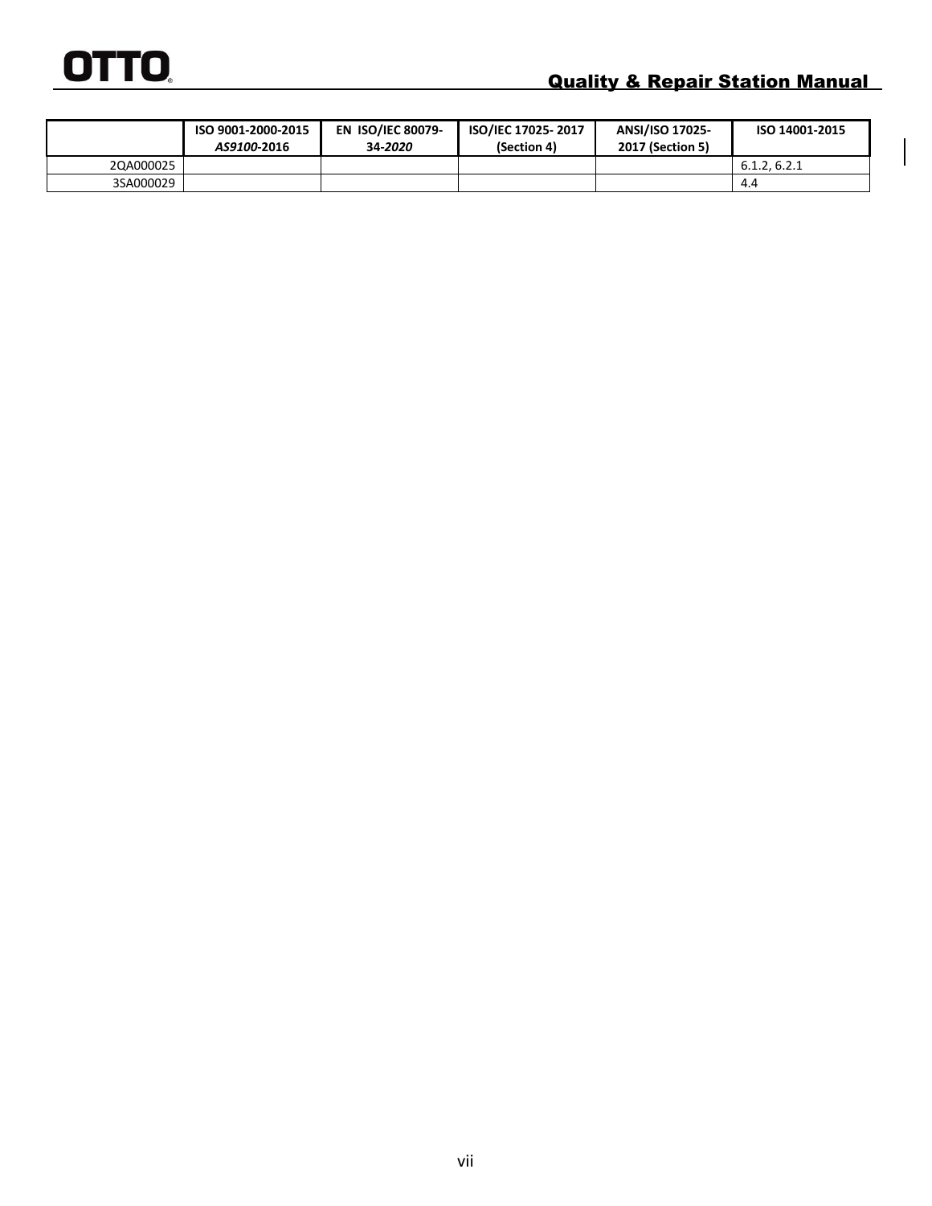| | ISO 9001-2000-2015 *AS9100*-2016 | EN ISO/IEC 80079-34-*2020* | ISO/IEC 17025- 2017 (Section 4) | ANSI/ISO 17025-2017 (Section 5) | ISO 14001-2015 |
|---|---|---|---|---|---|
| 2QA000025 | | | | | 6.1.2, 6.2.1 |
| 3SA000029 | | | | | 4.4 |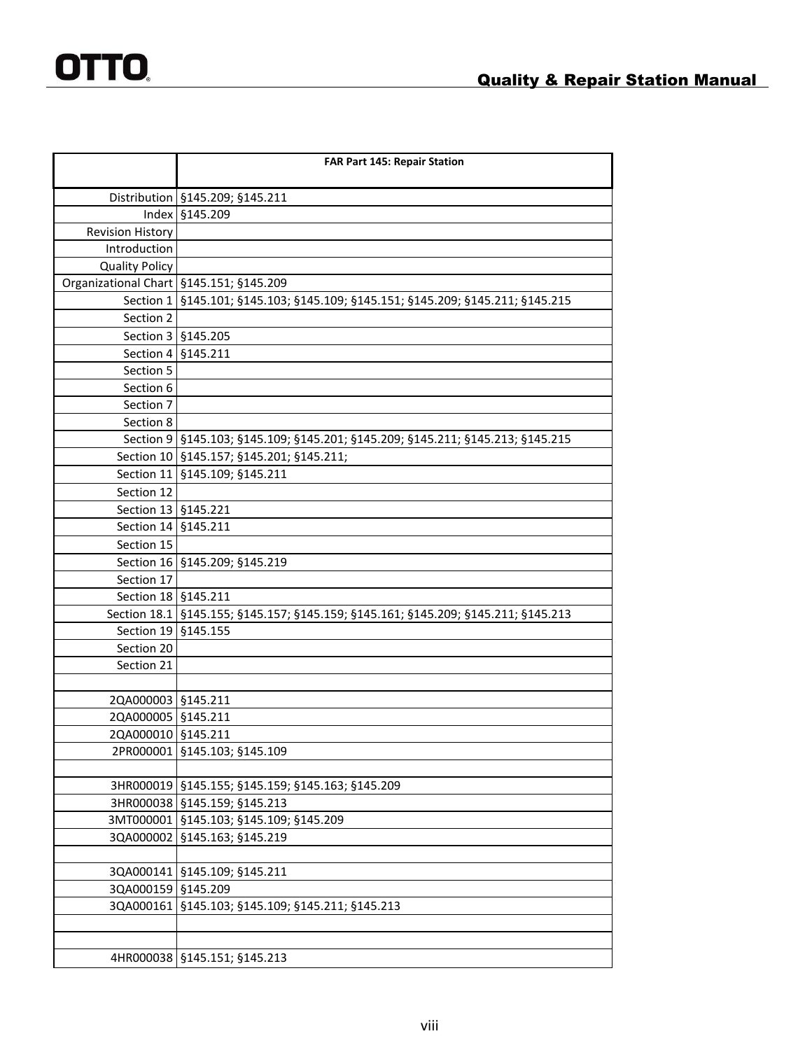| | FAR Part 145: Repair Station |
|---|---|
| Distribution | §145.209; §145.211 |
| Index | §145.209 |
| Revision History | |
| Introduction | |
| Quality Policy | |
| Organizational Chart | §145.151; §145.209 |
| Section 1 | §145.101; §145.103; §145.109; §145.151; §145.209; §145.211; §145.215 |
| Section 2 | |
| Section 3 | §145.205 |
| Section 4 | §145.211 |
| Section 5 | |
| Section 6 | |
| Section 7 | |
| Section 8 | |
| Section 9 | §145.103; §145.109; §145.201; §145.209; §145.211; §145.213; §145.215 |
| Section 10 | §145.157; §145.201; §145.211; |
| Section 11 | §145.109; §145.211 |
| Section 12 | |
| Section 13 | §145.221 |
| Section 14 | §145.211 |
| Section 15 | |
| Section 16 | §145.209; §145.219 |
| Section 17 | |
| Section 18 | §145.211 |
| Section 18.1 | §145.155; §145.157; §145.159; §145.161; §145.209; §145.211; §145.213 |
| Section 19 | §145.155 |
| Section 20 | |
| Section 21 | |
| | |
| 2QA000003 | §145.211 |
| 2QA000005 | §145.211 |
| 2QA000010 | §145.211 |
| 2PR000001 | §145.103; §145.109 |
| | |
| 3HR000019 | §145.155; §145.159; §145.163; §145.209 |
| 3HR000038 | §145.159; §145.213 |
| 3MT000001 | §145.103; §145.109; §145.209 |
| 3QA000002 | §145.163; §145.219 |
| | |
| 3QA000141 | §145.109; §145.211 |
| 3QA000159 | §145.209 |
| 3QA000161 | §145.103; §145.109; §145.211; §145.213 |
| | |
| | |
| 4HR000038 | §145.151; §145.213 |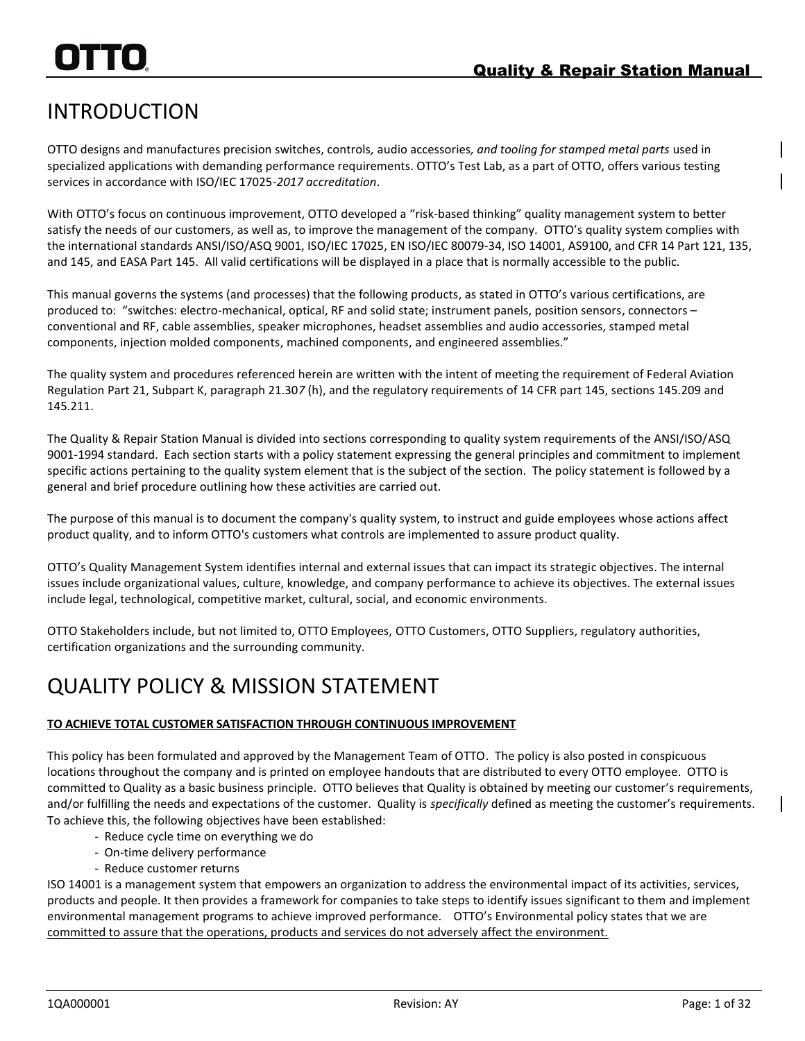# INTRODUCTION

OTTO designs and manufactures precision switches, controls*, audio accessories, and tooling for stamped metal parts* used in specialized applications with demanding performance requirements. OTTO's Test Lab, as a part of OTTO, offers various testing services in accordance with ISO/IEC 17025-*2017 accreditation*.

With OTTO's focus on continuous improvement, OTTO developed a "risk-based thinking" quality management system to better satisfy the needs of our customers, as well as, to improve the management of the company. OTTO's quality system complies with the international standards ANSI/ISO/ASQ 9001, ISO/IEC 17025, EN ISO/IEC 80079-34, ISO 14001, AS9100, and CFR 14 Part 121, 135, and 145, and EASA Part 145. All valid certifications will be displayed in a place that is normally accessible to the public.

This manual governs the systems (and processes) that the following products, as stated in OTTO's various certifications, are produced to: "switches: electro-mechanical, optical, RF and solid state; instrument panels, position sensors, connectors – conventional and RF, cable assemblies, speaker microphones, headset assemblies and audio accessories, stamped metal components, injection molded components, machined components, and engineered assemblies."

The quality system and procedures referenced herein are written with the intent of meeting the requirement of Federal Aviation Regulation Part 21, Subpart K, paragraph 21.307 (h), and the regulatory requirements of 14 CFR part 145, sections 145.209 and 145.211.

The Quality & Repair Station Manual is divided into sections corresponding to quality system requirements of the ANSI/ISO/ASQ 9001-1994 standard. Each section starts with a policy statement expressing the general principles and commitment to implement specific actions pertaining to the quality system element that is the subject of the section. The policy statement is followed by a general and brief procedure outlining how these activities are carried out.

The purpose of this manual is to document the company's quality system, to instruct and guide employees whose actions affect product quality, and to inform OTTO's customers what controls are implemented to assure product quality.

OTTO's Quality Management System identifies internal and external issues that can impact its strategic objectives. The internal issues include organizational values, culture, knowledge, and company performance to achieve its objectives. The external issues include legal, technological, competitive market, cultural, social, and economic environments.

OTTO Stakeholders include, but not limited to, OTTO Employees, OTTO Customers, OTTO Suppliers, regulatory authorities, certification organizations and the surrounding community.

# QUALITY POLICY & MISSION STATEMENT

**TO ACHIEVE TOTAL CUSTOMER SATISFACTION THROUGH CONTINUOUS IMPROVEMENT**

This policy has been formulated and approved by the Management Team of OTTO. The policy is also posted in conspicuous locations throughout the company and is printed on employee handouts that are distributed to every OTTO employee. OTTO is committed to Quality as a basic business principle. OTTO believes that Quality is obtained by meeting our customer's requirements, and/or fulfilling the needs and expectations of the customer. Quality is *specifically* defined as meeting the customer's requirements. To achieve this, the following objectives have been established:

- Reduce cycle time on everything we do
- On-time delivery performance
- Reduce customer returns

ISO 14001 is a management system that empowers an organization to address the environmental impact of its activities, services, products and people. It then provides a framework for companies to take steps to identify issues significant to them and implement environmental management programs to achieve improved performance. OTTO's Environmental policy states that we are committed to assure that the operations, products and services do not adversely affect the environment.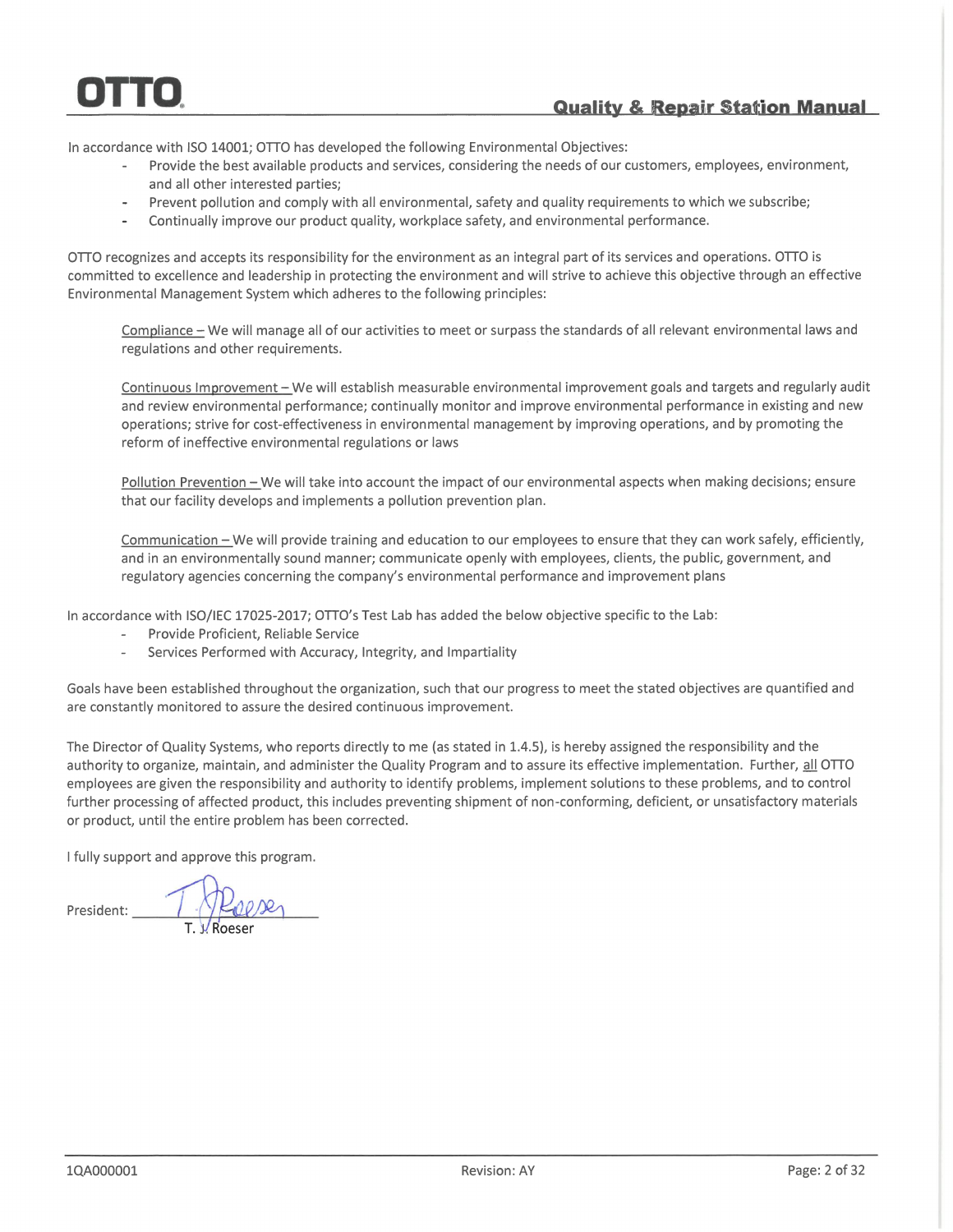In accordance with ISO 14001; OTTO has developed the following Environmental Objectives:

- Provide the best available products and services, considering the needs of our customers, employees, environment, and all other interested parties;
- Prevent pollution and comply with all environmental, safety and quality requirements to which we subscribe;
- Continually improve our product quality, workplace safety, and environmental performance.

OTTO recognizes and accepts its responsibility for the environment as an integral part of its services and operations. OTTO is committed to excellence and leadership in protecting the environment and will strive to achieve this objective through an effective Environmental Management System which adheres to the following principles:

> Compliance – We will manage all of our activities to meet or surpass the standards of all relevant environmental laws and regulations and other requirements.
>
> Continuous Improvement – We will establish measurable environmental improvement goals and targets and regularly audit and review environmental performance; continually monitor and improve environmental performance in existing and new operations; strive for cost-effectiveness in environmental management by improving operations, and by promoting the reform of ineffective environmental regulations or laws
>
> Pollution Prevention – We will take into account the impact of our environmental aspects when making decisions; ensure that our facility develops and implements a pollution prevention plan.
>
> Communication – We will provide training and education to our employees to ensure that they can work safely, efficiently, and in an environmentally sound manner; communicate openly with employees, clients, the public, government, and regulatory agencies concerning the company's environmental performance and improvement plans

In accordance with ISO/IEC 17025-2017; OTTO's Test Lab has added the below objective specific to the Lab:

- Provide Proficient, Reliable Service
- Services Performed with Accuracy, Integrity, and Impartiality

Goals have been established throughout the organization, such that our progress to meet the stated objectives are quantified and are constantly monitored to assure the desired continuous improvement.

The Director of Quality Systems, who reports directly to me (as stated in 1.4.5), is hereby assigned the responsibility and the authority to organize, maintain, and administer the Quality Program and to assure its effective implementation. Further, all OTTO employees are given the responsibility and authority to identify problems, implement solutions to these problems, and to control further processing of affected product, this includes preventing shipment of non-conforming, deficient, or unsatisfactory materials or product, until the entire problem has been corrected.

I fully support and approve this program.

President: ______________________
T. J. Roeser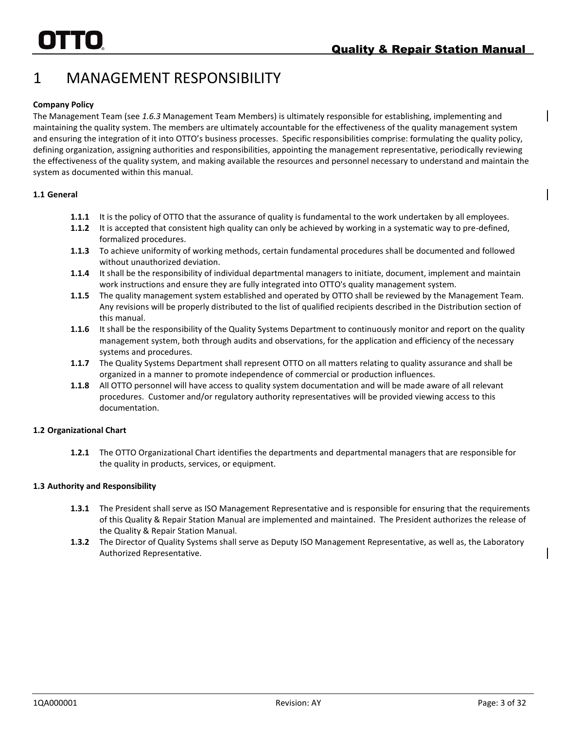# 1 MANAGEMENT RESPONSIBILITY

**Company Policy**

The Management Team (see *1.6.3* Management Team Members) is ultimately responsible for establishing, implementing and maintaining the quality system. The members are ultimately accountable for the effectiveness of the quality management system and ensuring the integration of it into OTTO's business processes. Specific responsibilities comprise: formulating the quality policy, defining organization, assigning authorities and responsibilities, appointing the management representative, periodically reviewing the effectiveness of the quality system, and making available the resources and personnel necessary to understand and maintain the system as documented within this manual.

**1.1 General**

- **1.1.1** It is the policy of OTTO that the assurance of quality is fundamental to the work undertaken by all employees.
- **1.1.2** It is accepted that consistent high quality can only be achieved by working in a systematic way to pre-defined, formalized procedures.
- **1.1.3** To achieve uniformity of working methods, certain fundamental procedures shall be documented and followed without unauthorized deviation.
- **1.1.4** It shall be the responsibility of individual departmental managers to initiate, document, implement and maintain work instructions and ensure they are fully integrated into OTTO's quality management system.
- **1.1.5** The quality management system established and operated by OTTO shall be reviewed by the Management Team. Any revisions will be properly distributed to the list of qualified recipients described in the Distribution section of this manual.
- **1.1.6** It shall be the responsibility of the Quality Systems Department to continuously monitor and report on the quality management system, both through audits and observations, for the application and efficiency of the necessary systems and procedures.
- **1.1.7** The Quality Systems Department shall represent OTTO on all matters relating to quality assurance and shall be organized in a manner to promote independence of commercial or production influences.
- **1.1.8** All OTTO personnel will have access to quality system documentation and will be made aware of all relevant procedures. Customer and/or regulatory authority representatives will be provided viewing access to this documentation.

**1.2 Organizational Chart**

- **1.2.1** The OTTO Organizational Chart identifies the departments and departmental managers that are responsible for the quality in products, services, or equipment.

**1.3 Authority and Responsibility**

- **1.3.1** The President shall serve as ISO Management Representative and is responsible for ensuring that the requirements of this Quality & Repair Station Manual are implemented and maintained. The President authorizes the release of the Quality & Repair Station Manual.
- **1.3.2** The Director of Quality Systems shall serve as Deputy ISO Management Representative, as well as, the Laboratory Authorized Representative.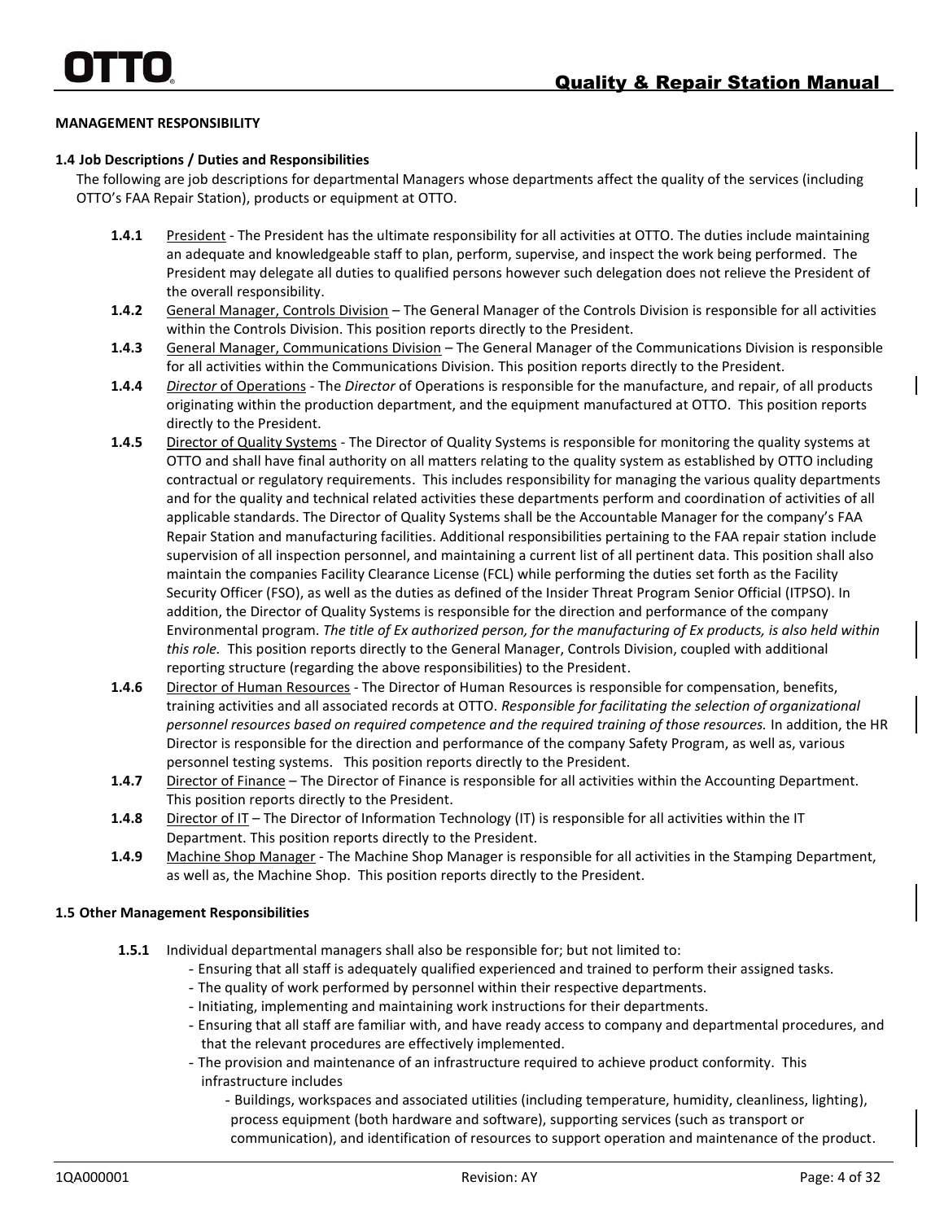**MANAGEMENT RESPONSIBILITY**

**1.4 Job Descriptions / Duties and Responsibilities**

The following are job descriptions for departmental Managers whose departments affect the quality of the services (including OTTO's FAA Repair Station), products or equipment at OTTO.

- **1.4.1** <u>President</u> - The President has the ultimate responsibility for all activities at OTTO. The duties include maintaining an adequate and knowledgeable staff to plan, perform, supervise, and inspect the work being performed. The President may delegate all duties to qualified persons however such delegation does not relieve the President of the overall responsibility.
- **1.4.2** <u>General Manager, Controls Division</u> – The General Manager of the Controls Division is responsible for all activities within the Controls Division. This position reports directly to the President.
- **1.4.3** <u>General Manager, Communications Division</u> – The General Manager of the Communications Division is responsible for all activities within the Communications Division. This position reports directly to the President.
- **1.4.4** <u>*Director* of Operations</u> - The *Director* of Operations is responsible for the manufacture, and repair, of all products originating within the production department, and the equipment manufactured at OTTO. This position reports directly to the President.
- **1.4.5** <u>Director of Quality Systems</u> - The Director of Quality Systems is responsible for monitoring the quality systems at OTTO and shall have final authority on all matters relating to the quality system as established by OTTO including contractual or regulatory requirements. This includes responsibility for managing the various quality departments and for the quality and technical related activities these departments perform and coordination of activities of all applicable standards. The Director of Quality Systems shall be the Accountable Manager for the company's FAA Repair Station and manufacturing facilities. Additional responsibilities pertaining to the FAA repair station include supervision of all inspection personnel, and maintaining a current list of all pertinent data. This position shall also maintain the companies Facility Clearance License (FCL) while performing the duties set forth as the Facility Security Officer (FSO), as well as the duties as defined of the Insider Threat Program Senior Official (ITPSO). In addition, the Director of Quality Systems is responsible for the direction and performance of the company Environmental program. *The title of Ex authorized person, for the manufacturing of Ex products, is also held within this role.* This position reports directly to the General Manager, Controls Division, coupled with additional reporting structure (regarding the above responsibilities) to the President.
- **1.4.6** <u>Director of Human Resources</u> - The Director of Human Resources is responsible for compensation, benefits, training activities and all associated records at OTTO. *Responsible for facilitating the selection of organizational personnel resources based on required competence and the required training of those resources.* In addition, the HR Director is responsible for the direction and performance of the company Safety Program, as well as, various personnel testing systems. This position reports directly to the President.
- **1.4.7** <u>Director of Finance</u> – The Director of Finance is responsible for all activities within the Accounting Department. This position reports directly to the President.
- **1.4.8** <u>Director of IT</u> – The Director of Information Technology (IT) is responsible for all activities within the IT Department. This position reports directly to the President.
- **1.4.9** <u>Machine Shop Manager</u> - The Machine Shop Manager is responsible for all activities in the Stamping Department, as well as, the Machine Shop. This position reports directly to the President.

**1.5 Other Management Responsibilities**

**1.5.1** Individual departmental managers shall also be responsible for; but not limited to:

- Ensuring that all staff is adequately qualified experienced and trained to perform their assigned tasks.
- The quality of work performed by personnel within their respective departments.
- Initiating, implementing and maintaining work instructions for their departments.
- Ensuring that all staff are familiar with, and have ready access to company and departmental procedures, and that the relevant procedures are effectively implemented.
- The provision and maintenance of an infrastructure required to achieve product conformity. This infrastructure includes
  - Buildings, workspaces and associated utilities (including temperature, humidity, cleanliness, lighting), process equipment (both hardware and software), supporting services (such as transport or communication), and identification of resources to support operation and maintenance of the product.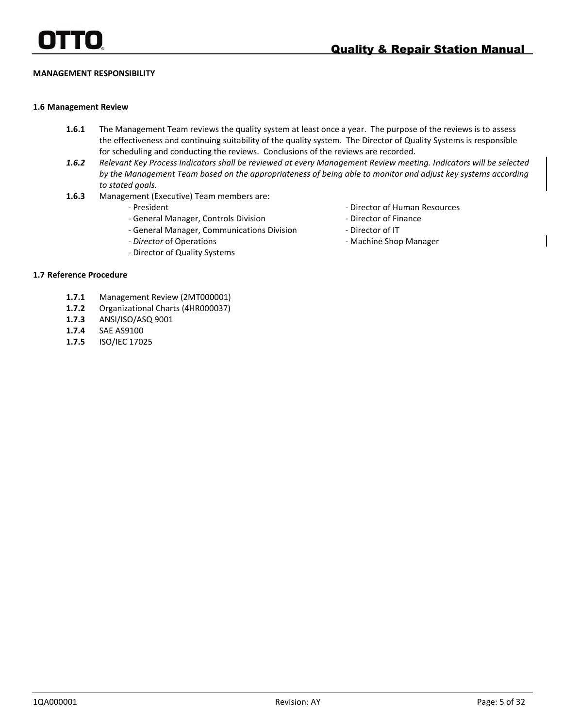**MANAGEMENT RESPONSIBILITY**

**1.6 Management Review**

**1.6.1** The Management Team reviews the quality system at least once a year. The purpose of the reviews is to assess the effectiveness and continuing suitability of the quality system. The Director of Quality Systems is responsible for scheduling and conducting the reviews. Conclusions of the reviews are recorded.

***1.6.2*** *Relevant Key Process Indicators shall be reviewed at every Management Review meeting. Indicators will be selected by the Management Team based on the appropriateness of being able to monitor and adjust key systems according to stated goals.*

**1.6.3** Management (Executive) Team members are:

- President
- General Manager, Controls Division
- General Manager, Communications Division
- *Director* of Operations
- Director of Quality Systems
- Director of Human Resources
- Director of Finance
- Director of IT
- Machine Shop Manager

**1.7 Reference Procedure**

**1.7.1** Management Review (2MT000001)

**1.7.2** Organizational Charts (4HR000037)

**1.7.3** ANSI/ISO/ASQ 9001

**1.7.4** SAE AS9100

**1.7.5** ISO/IEC 17025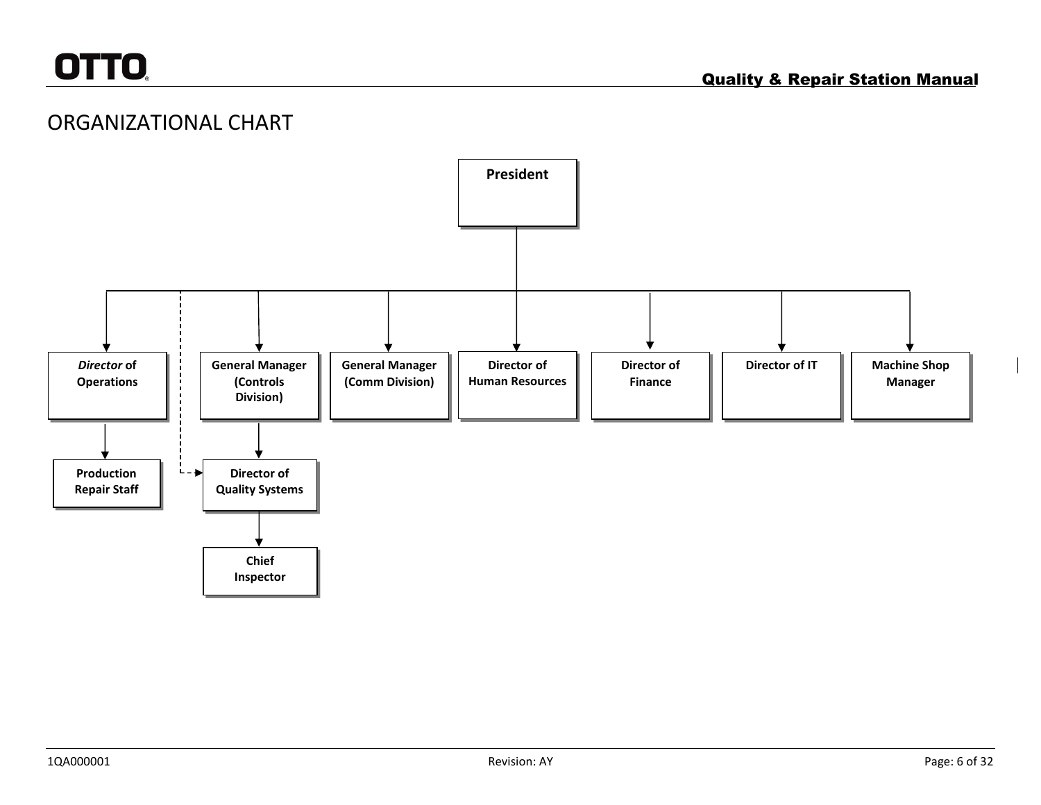# ORGANIZATIONAL CHART

**President**

- ***Director* of Operations**
  - **Production Repair Staff**
- **General Manager (Controls Division)**
  - **Director of Quality Systems** (dashed line from Director of Operations)
    - **Chief Inspector**
- **General Manager (Comm Division)**
- **Director of Human Resources**
- **Director of Finance**
- **Director of IT**
- **Machine Shop Manager**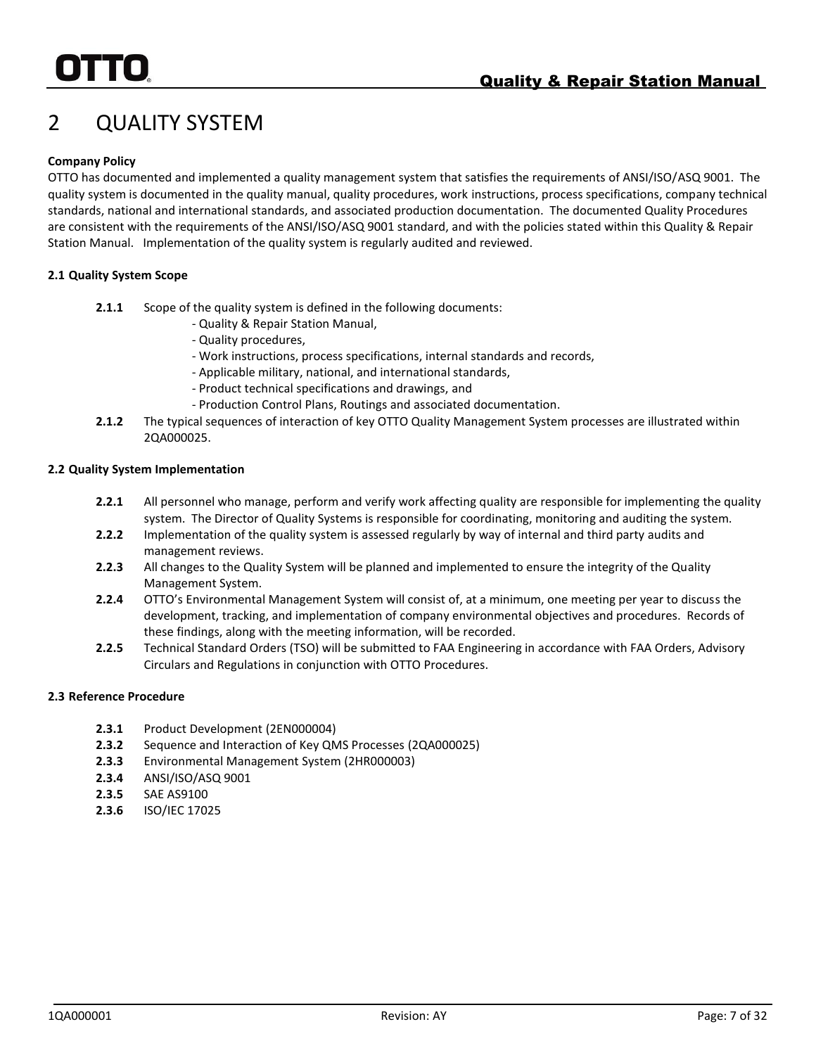# 2 QUALITY SYSTEM

**Company Policy**

OTTO has documented and implemented a quality management system that satisfies the requirements of ANSI/ISO/ASQ 9001. The quality system is documented in the quality manual, quality procedures, work instructions, process specifications, company technical standards, national and international standards, and associated production documentation. The documented Quality Procedures are consistent with the requirements of the ANSI/ISO/ASQ 9001 standard, and with the policies stated within this Quality & Repair Station Manual. Implementation of the quality system is regularly audited and reviewed.

**2.1 Quality System Scope**

**2.1.1** Scope of the quality system is defined in the following documents:
- Quality & Repair Station Manual,
- Quality procedures,
- Work instructions, process specifications, internal standards and records,
- Applicable military, national, and international standards,
- Product technical specifications and drawings, and
- Production Control Plans, Routings and associated documentation.

**2.1.2** The typical sequences of interaction of key OTTO Quality Management System processes are illustrated within 2QA000025.

**2.2 Quality System Implementation**

**2.2.1** All personnel who manage, perform and verify work affecting quality are responsible for implementing the quality system. The Director of Quality Systems is responsible for coordinating, monitoring and auditing the system.

**2.2.2** Implementation of the quality system is assessed regularly by way of internal and third party audits and management reviews.

**2.2.3** All changes to the Quality System will be planned and implemented to ensure the integrity of the Quality Management System.

**2.2.4** OTTO's Environmental Management System will consist of, at a minimum, one meeting per year to discuss the development, tracking, and implementation of company environmental objectives and procedures. Records of these findings, along with the meeting information, will be recorded.

**2.2.5** Technical Standard Orders (TSO) will be submitted to FAA Engineering in accordance with FAA Orders, Advisory Circulars and Regulations in conjunction with OTTO Procedures.

**2.3 Reference Procedure**

**2.3.1** Product Development (2EN000004)

**2.3.2** Sequence and Interaction of Key QMS Processes (2QA000025)

**2.3.3** Environmental Management System (2HR000003)

**2.3.4** ANSI/ISO/ASQ 9001

**2.3.5** SAE AS9100

**2.3.6** ISO/IEC 17025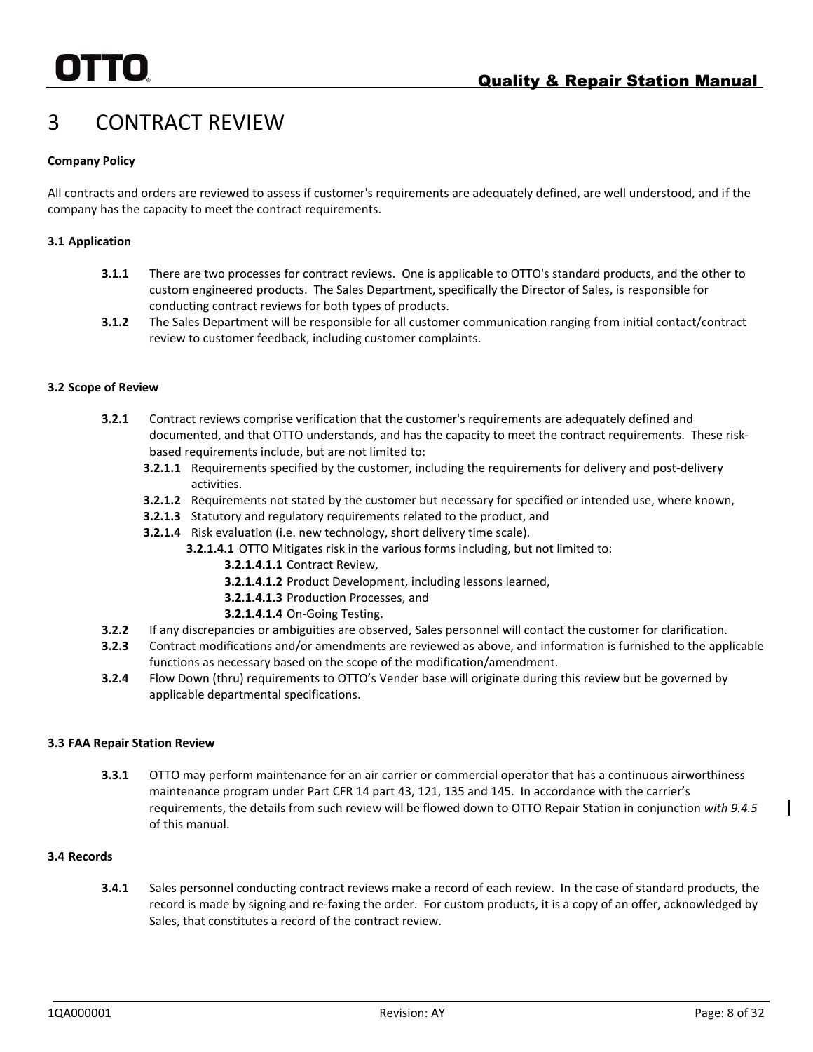# 3 CONTRACT REVIEW

**Company Policy**

All contracts and orders are reviewed to assess if customer's requirements are adequately defined, are well understood, and if the company has the capacity to meet the contract requirements.

**3.1 Application**

- **3.1.1** There are two processes for contract reviews. One is applicable to OTTO's standard products, and the other to custom engineered products. The Sales Department, specifically the Director of Sales, is responsible for conducting contract reviews for both types of products.
- **3.1.2** The Sales Department will be responsible for all customer communication ranging from initial contact/contract review to customer feedback, including customer complaints.

**3.2 Scope of Review**

- **3.2.1** Contract reviews comprise verification that the customer's requirements are adequately defined and documented, and that OTTO understands, and has the capacity to meet the contract requirements. These risk-based requirements include, but are not limited to:
  - **3.2.1.1** Requirements specified by the customer, including the requirements for delivery and post-delivery activities.
  - **3.2.1.2** Requirements not stated by the customer but necessary for specified or intended use, where known,
  - **3.2.1.3** Statutory and regulatory requirements related to the product, and
  - **3.2.1.4** Risk evaluation (i.e. new technology, short delivery time scale).
    - **3.2.1.4.1** OTTO Mitigates risk in the various forms including, but not limited to:
      - **3.2.1.4.1.1** Contract Review,
      - **3.2.1.4.1.2** Product Development, including lessons learned,
      - **3.2.1.4.1.3** Production Processes, and
      - **3.2.1.4.1.4** On-Going Testing.
- **3.2.2** If any discrepancies or ambiguities are observed, Sales personnel will contact the customer for clarification.
- **3.2.3** Contract modifications and/or amendments are reviewed as above, and information is furnished to the applicable functions as necessary based on the scope of the modification/amendment.
- **3.2.4** Flow Down (thru) requirements to OTTO's Vender base will originate during this review but be governed by applicable departmental specifications.

**3.3 FAA Repair Station Review**

- **3.3.1** OTTO may perform maintenance for an air carrier or commercial operator that has a continuous airworthiness maintenance program under Part CFR 14 part 43, 121, 135 and 145. In accordance with the carrier's requirements, the details from such review will be flowed down to OTTO Repair Station in conjunction *with 9.4.5* of this manual.

**3.4 Records**

- **3.4.1** Sales personnel conducting contract reviews make a record of each review. In the case of standard products, the record is made by signing and re-faxing the order. For custom products, it is a copy of an offer, acknowledged by Sales, that constitutes a record of the contract review.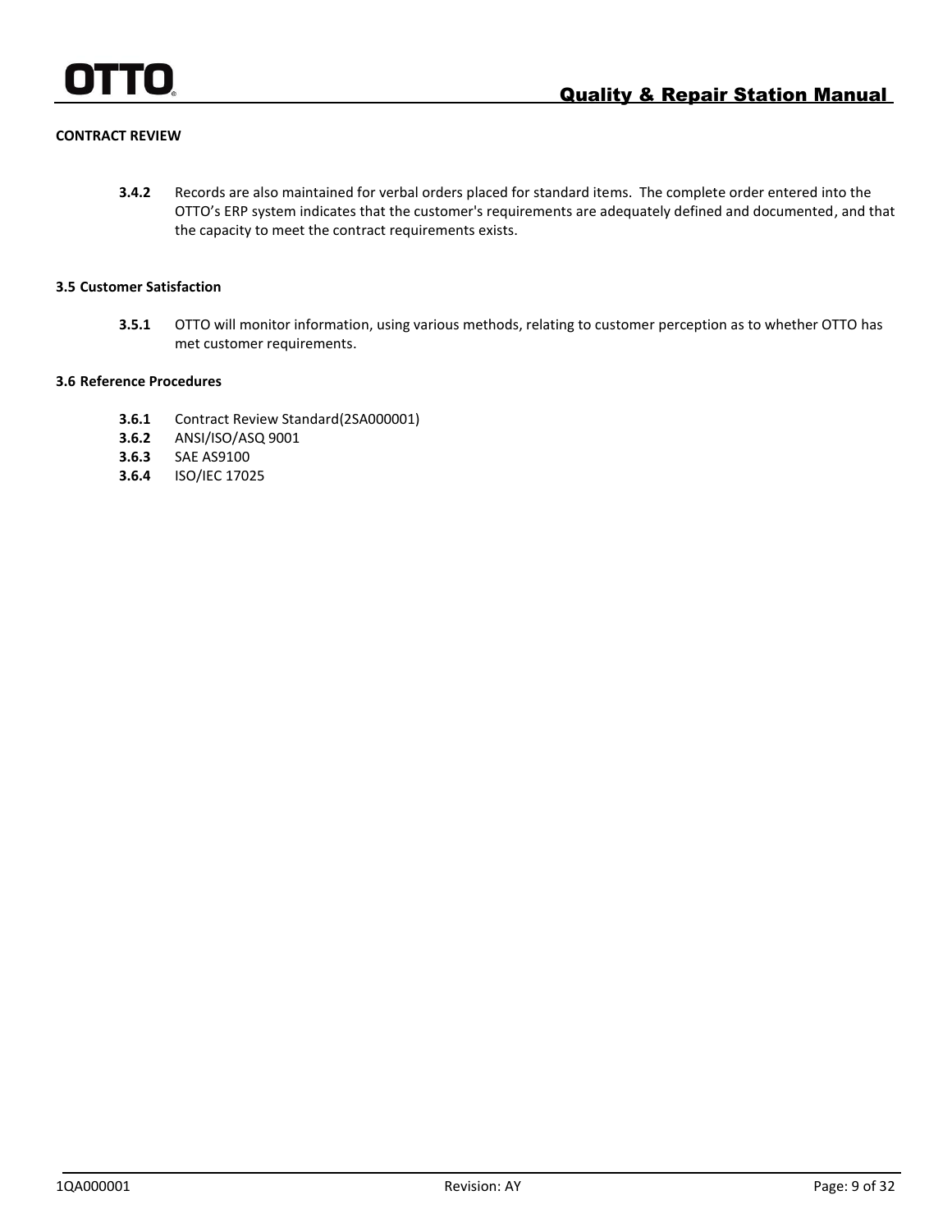**CONTRACT REVIEW**

**3.4.2** Records are also maintained for verbal orders placed for standard items. The complete order entered into the OTTO's ERP system indicates that the customer's requirements are adequately defined and documented, and that the capacity to meet the contract requirements exists.

**3.5 Customer Satisfaction**

**3.5.1** OTTO will monitor information, using various methods, relating to customer perception as to whether OTTO has met customer requirements.

**3.6 Reference Procedures**

**3.6.1** Contract Review Standard(2SA000001)
**3.6.2** ANSI/ISO/ASQ 9001
**3.6.3** SAE AS9100
**3.6.4** ISO/IEC 17025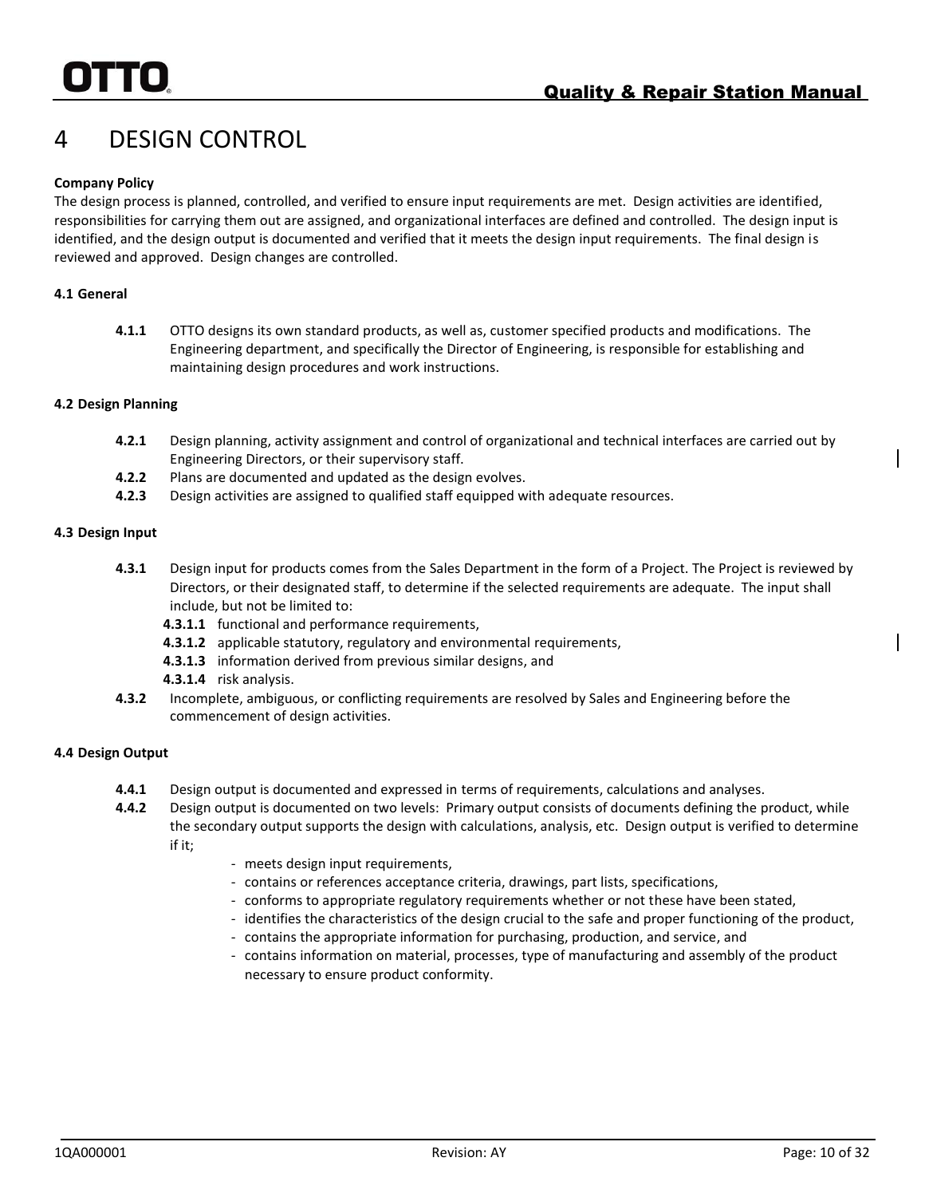# 4 DESIGN CONTROL

**Company Policy**

The design process is planned, controlled, and verified to ensure input requirements are met. Design activities are identified, responsibilities for carrying them out are assigned, and organizational interfaces are defined and controlled. The design input is identified, and the design output is documented and verified that it meets the design input requirements. The final design is reviewed and approved. Design changes are controlled.

**4.1 General**

**4.1.1** OTTO designs its own standard products, as well as, customer specified products and modifications. The Engineering department, and specifically the Director of Engineering, is responsible for establishing and maintaining design procedures and work instructions.

**4.2 Design Planning**

**4.2.1** Design planning, activity assignment and control of organizational and technical interfaces are carried out by Engineering Directors, or their supervisory staff.

**4.2.2** Plans are documented and updated as the design evolves.

**4.2.3** Design activities are assigned to qualified staff equipped with adequate resources.

**4.3 Design Input**

**4.3.1** Design input for products comes from the Sales Department in the form of a Project. The Project is reviewed by Directors, or their designated staff, to determine if the selected requirements are adequate. The input shall include, but not be limited to:

- **4.3.1.1** functional and performance requirements,
- **4.3.1.2** applicable statutory, regulatory and environmental requirements,
- **4.3.1.3** information derived from previous similar designs, and
- **4.3.1.4** risk analysis.

**4.3.2** Incomplete, ambiguous, or conflicting requirements are resolved by Sales and Engineering before the commencement of design activities.

**4.4 Design Output**

**4.4.1** Design output is documented and expressed in terms of requirements, calculations and analyses.

**4.4.2** Design output is documented on two levels: Primary output consists of documents defining the product, while the secondary output supports the design with calculations, analysis, etc. Design output is verified to determine if it;

- meets design input requirements,
- contains or references acceptance criteria, drawings, part lists, specifications,
- conforms to appropriate regulatory requirements whether or not these have been stated,
- identifies the characteristics of the design crucial to the safe and proper functioning of the product,
- contains the appropriate information for purchasing, production, and service, and
- contains information on material, processes, type of manufacturing and assembly of the product necessary to ensure product conformity.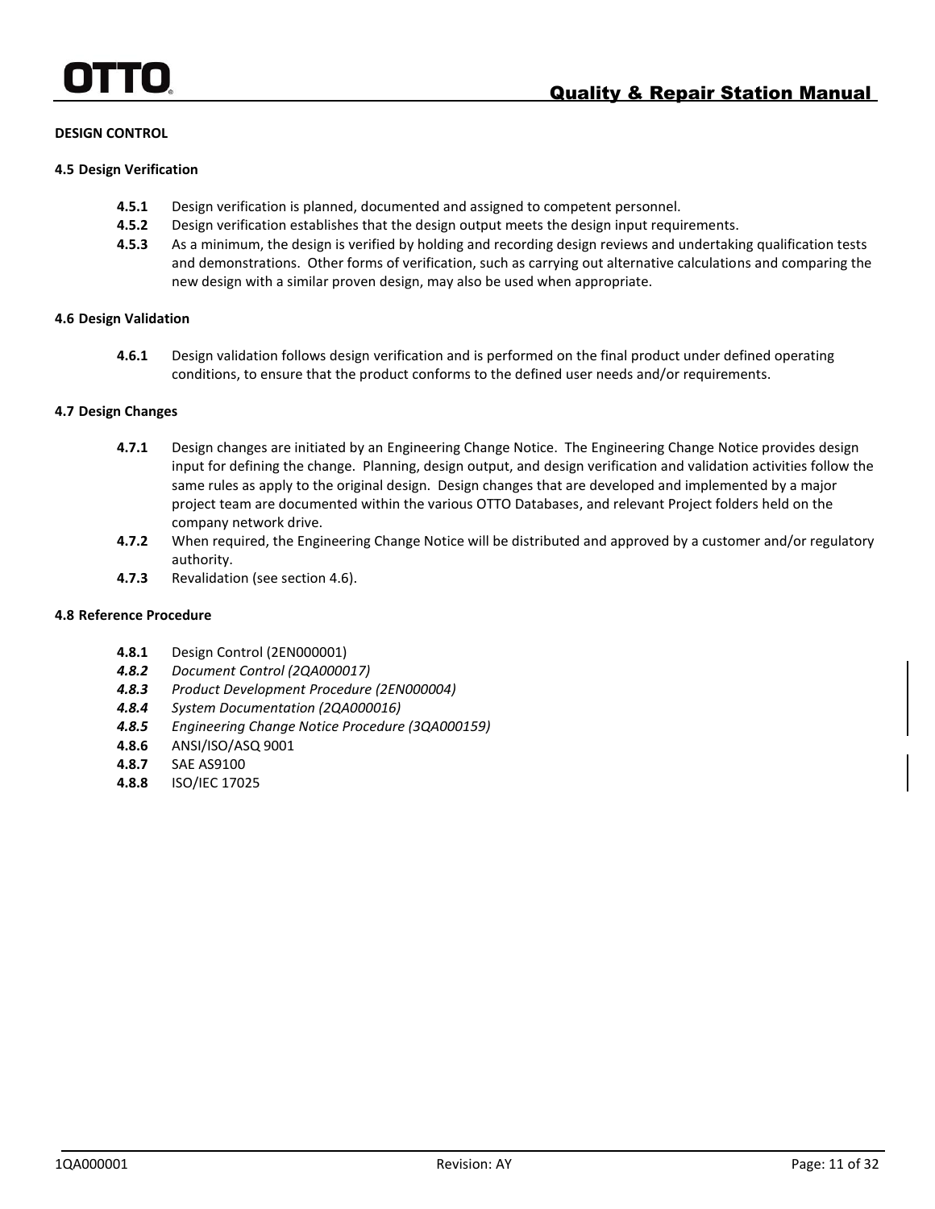**DESIGN CONTROL**

**4.5 Design Verification**

**4.5.1** Design verification is planned, documented and assigned to competent personnel.

**4.5.2** Design verification establishes that the design output meets the design input requirements.

**4.5.3** As a minimum, the design is verified by holding and recording design reviews and undertaking qualification tests and demonstrations. Other forms of verification, such as carrying out alternative calculations and comparing the new design with a similar proven design, may also be used when appropriate.

**4.6 Design Validation**

**4.6.1** Design validation follows design verification and is performed on the final product under defined operating conditions, to ensure that the product conforms to the defined user needs and/or requirements.

**4.7 Design Changes**

**4.7.1** Design changes are initiated by an Engineering Change Notice. The Engineering Change Notice provides design input for defining the change. Planning, design output, and design verification and validation activities follow the same rules as apply to the original design. Design changes that are developed and implemented by a major project team are documented within the various OTTO Databases, and relevant Project folders held on the company network drive.

**4.7.2** When required, the Engineering Change Notice will be distributed and approved by a customer and/or regulatory authority.

**4.7.3** Revalidation (see section 4.6).

**4.8 Reference Procedure**

**4.8.1** Design Control (2EN000001)

***4.8.2*** *Document Control (2QA000017)*

***4.8.3*** *Product Development Procedure (2EN000004)*

***4.8.4*** *System Documentation (2QA000016)*

***4.8.5*** *Engineering Change Notice Procedure (3QA000159)*

**4.8.6** ANSI/ISO/ASQ 9001

**4.8.7** SAE AS9100

**4.8.8** ISO/IEC 17025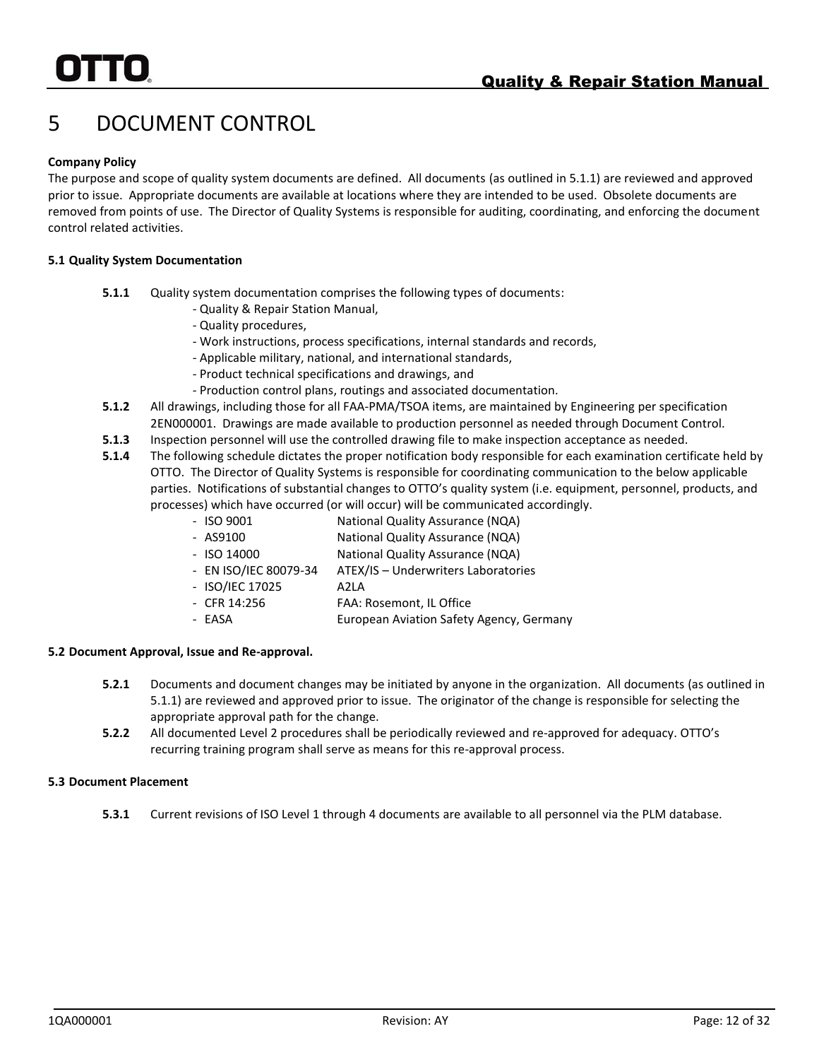# 5 DOCUMENT CONTROL

**Company Policy**

The purpose and scope of quality system documents are defined. All documents (as outlined in 5.1.1) are reviewed and approved prior to issue. Appropriate documents are available at locations where they are intended to be used. Obsolete documents are removed from points of use. The Director of Quality Systems is responsible for auditing, coordinating, and enforcing the document control related activities.

**5.1 Quality System Documentation**

**5.1.1** Quality system documentation comprises the following types of documents:

- Quality & Repair Station Manual,
- Quality procedures,
- Work instructions, process specifications, internal standards and records,
- Applicable military, national, and international standards,
- Product technical specifications and drawings, and
- Production control plans, routings and associated documentation.

**5.1.2** All drawings, including those for all FAA-PMA/TSOA items, are maintained by Engineering per specification 2EN000001. Drawings are made available to production personnel as needed through Document Control.

**5.1.3** Inspection personnel will use the controlled drawing file to make inspection acceptance as needed.

**5.1.4** The following schedule dictates the proper notification body responsible for each examination certificate held by OTTO. The Director of Quality Systems is responsible for coordinating communication to the below applicable parties. Notifications of substantial changes to OTTO's quality system (i.e. equipment, personnel, products, and processes) which have occurred (or will occur) will be communicated accordingly.

| | |
|---|---|
| - ISO 9001 | National Quality Assurance (NQA) |
| - AS9100 | National Quality Assurance (NQA) |
| - ISO 14000 | National Quality Assurance (NQA) |
| - EN ISO/IEC 80079-34 | ATEX/IS – Underwriters Laboratories |
| - ISO/IEC 17025 | A2LA |
| - CFR 14:256 | FAA: Rosemont, IL Office |
| - EASA | European Aviation Safety Agency, Germany |

**5.2 Document Approval, Issue and Re-approval.**

**5.2.1** Documents and document changes may be initiated by anyone in the organization. All documents (as outlined in 5.1.1) are reviewed and approved prior to issue. The originator of the change is responsible for selecting the appropriate approval path for the change.

**5.2.2** All documented Level 2 procedures shall be periodically reviewed and re-approved for adequacy. OTTO's recurring training program shall serve as means for this re-approval process.

**5.3 Document Placement**

**5.3.1** Current revisions of ISO Level 1 through 4 documents are available to all personnel via the PLM database.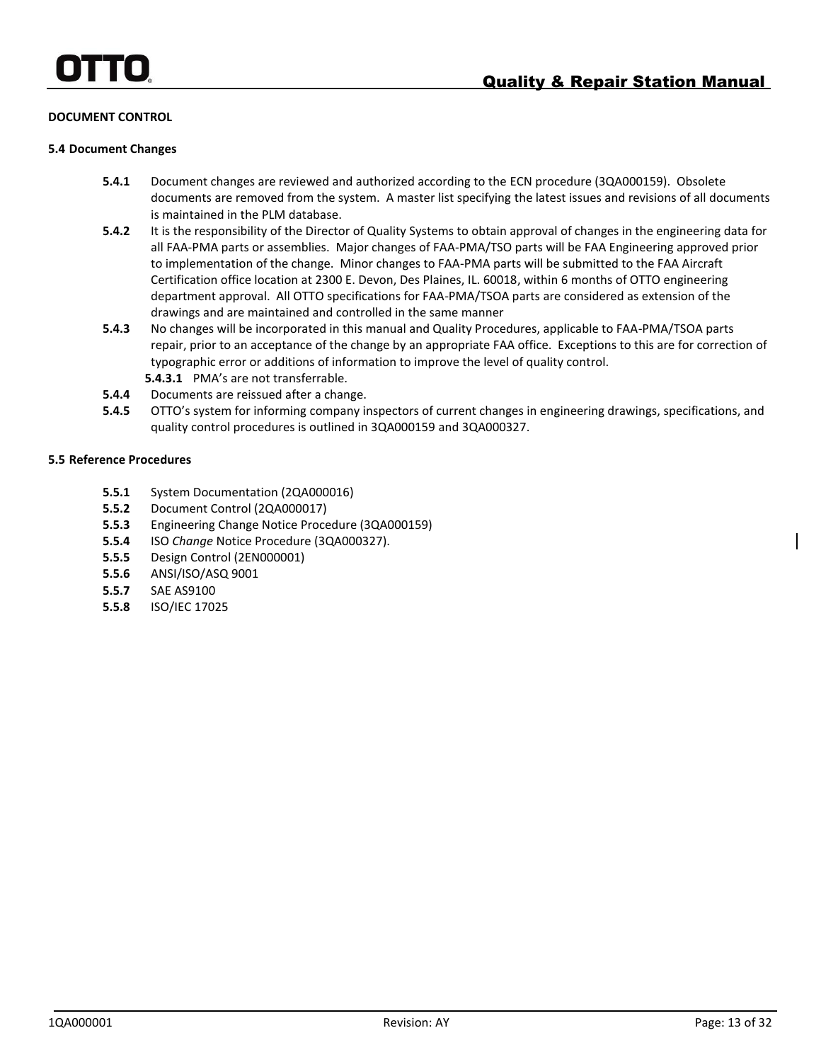**DOCUMENT CONTROL**

**5.4 Document Changes**

- **5.4.1** Document changes are reviewed and authorized according to the ECN procedure (3QA000159). Obsolete documents are removed from the system. A master list specifying the latest issues and revisions of all documents is maintained in the PLM database.
- **5.4.2** It is the responsibility of the Director of Quality Systems to obtain approval of changes in the engineering data for all FAA-PMA parts or assemblies. Major changes of FAA-PMA/TSO parts will be FAA Engineering approved prior to implementation of the change. Minor changes to FAA-PMA parts will be submitted to the FAA Aircraft Certification office location at 2300 E. Devon, Des Plaines, IL. 60018, within 6 months of OTTO engineering department approval. All OTTO specifications for FAA-PMA/TSOA parts are considered as extension of the drawings and are maintained and controlled in the same manner
- **5.4.3** No changes will be incorporated in this manual and Quality Procedures, applicable to FAA-PMA/TSOA parts repair, prior to an acceptance of the change by an appropriate FAA office. Exceptions to this are for correction of typographic error or additions of information to improve the level of quality control.
  - **5.4.3.1** PMA's are not transferrable.
- **5.4.4** Documents are reissued after a change.
- **5.4.5** OTTO's system for informing company inspectors of current changes in engineering drawings, specifications, and quality control procedures is outlined in 3QA000159 and 3QA000327.

**5.5 Reference Procedures**

- **5.5.1** System Documentation (2QA000016)
- **5.5.2** Document Control (2QA000017)
- **5.5.3** Engineering Change Notice Procedure (3QA000159)
- **5.5.4** ISO *Change* Notice Procedure (3QA000327).
- **5.5.5** Design Control (2EN000001)
- **5.5.6** ANSI/ISO/ASQ 9001
- **5.5.7** SAE AS9100
- **5.5.8** ISO/IEC 17025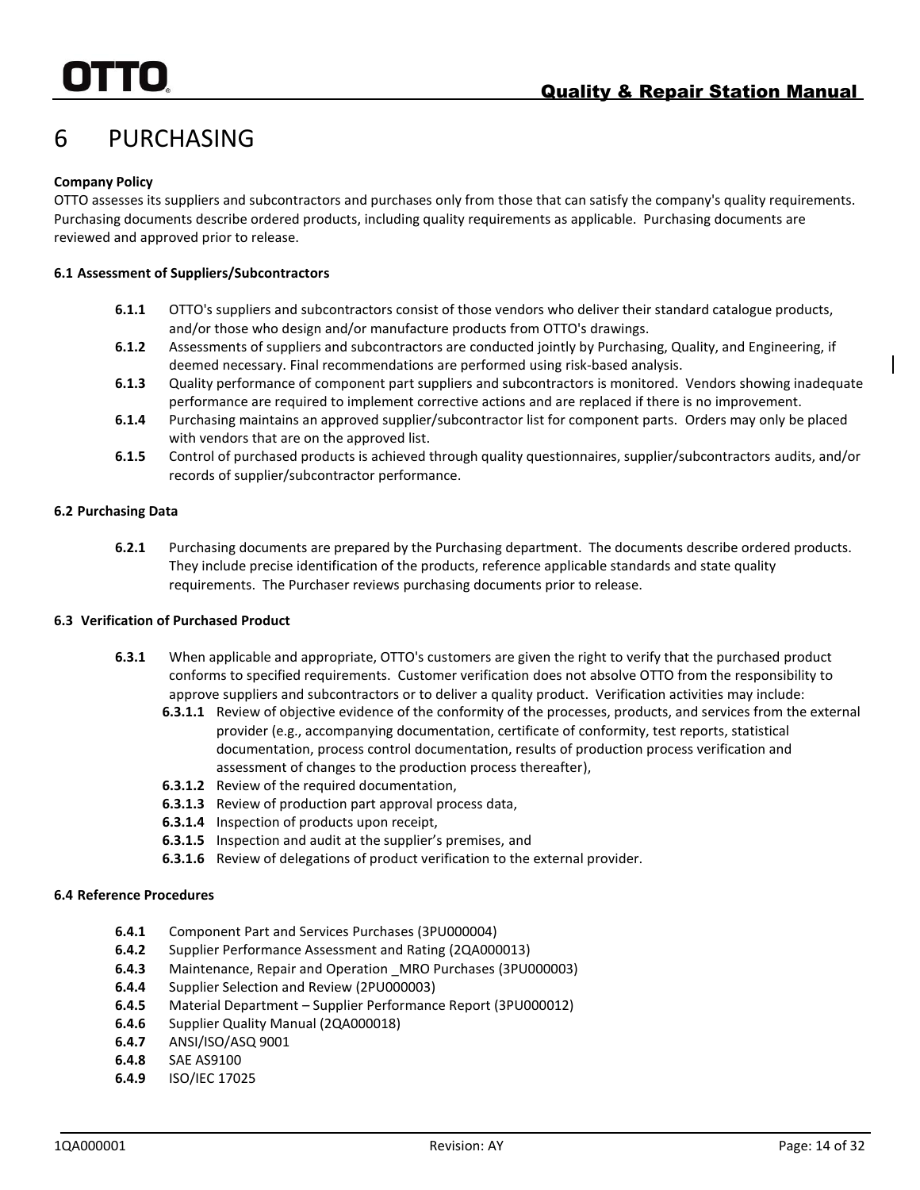# 6 PURCHASING

**Company Policy**

OTTO assesses its suppliers and subcontractors and purchases only from those that can satisfy the company's quality requirements. Purchasing documents describe ordered products, including quality requirements as applicable. Purchasing documents are reviewed and approved prior to release.

**6.1 Assessment of Suppliers/Subcontractors**

**6.1.1** OTTO's suppliers and subcontractors consist of those vendors who deliver their standard catalogue products, and/or those who design and/or manufacture products from OTTO's drawings.

**6.1.2** Assessments of suppliers and subcontractors are conducted jointly by Purchasing, Quality, and Engineering, if deemed necessary. Final recommendations are performed using risk-based analysis.

**6.1.3** Quality performance of component part suppliers and subcontractors is monitored. Vendors showing inadequate performance are required to implement corrective actions and are replaced if there is no improvement.

**6.1.4** Purchasing maintains an approved supplier/subcontractor list for component parts. Orders may only be placed with vendors that are on the approved list.

**6.1.5** Control of purchased products is achieved through quality questionnaires, supplier/subcontractors audits, and/or records of supplier/subcontractor performance.

**6.2 Purchasing Data**

**6.2.1** Purchasing documents are prepared by the Purchasing department. The documents describe ordered products. They include precise identification of the products, reference applicable standards and state quality requirements. The Purchaser reviews purchasing documents prior to release.

**6.3 Verification of Purchased Product**

**6.3.1** When applicable and appropriate, OTTO's customers are given the right to verify that the purchased product conforms to specified requirements. Customer verification does not absolve OTTO from the responsibility to approve suppliers and subcontractors or to deliver a quality product. Verification activities may include:

- **6.3.1.1** Review of objective evidence of the conformity of the processes, products, and services from the external provider (e.g., accompanying documentation, certificate of conformity, test reports, statistical documentation, process control documentation, results of production process verification and assessment of changes to the production process thereafter),
- **6.3.1.2** Review of the required documentation,
- **6.3.1.3** Review of production part approval process data,
- **6.3.1.4** Inspection of products upon receipt,
- **6.3.1.5** Inspection and audit at the supplier's premises, and
- **6.3.1.6** Review of delegations of product verification to the external provider.

**6.4 Reference Procedures**

**6.4.1** Component Part and Services Purchases (3PU000004)

**6.4.2** Supplier Performance Assessment and Rating (2QA000013)

**6.4.3** Maintenance, Repair and Operation _MRO Purchases (3PU000003)

**6.4.4** Supplier Selection and Review (2PU000003)

**6.4.5** Material Department – Supplier Performance Report (3PU000012)

**6.4.6** Supplier Quality Manual (2QA000018)

**6.4.7** ANSI/ISO/ASQ 9001

**6.4.8** SAE AS9100

**6.4.9** ISO/IEC 17025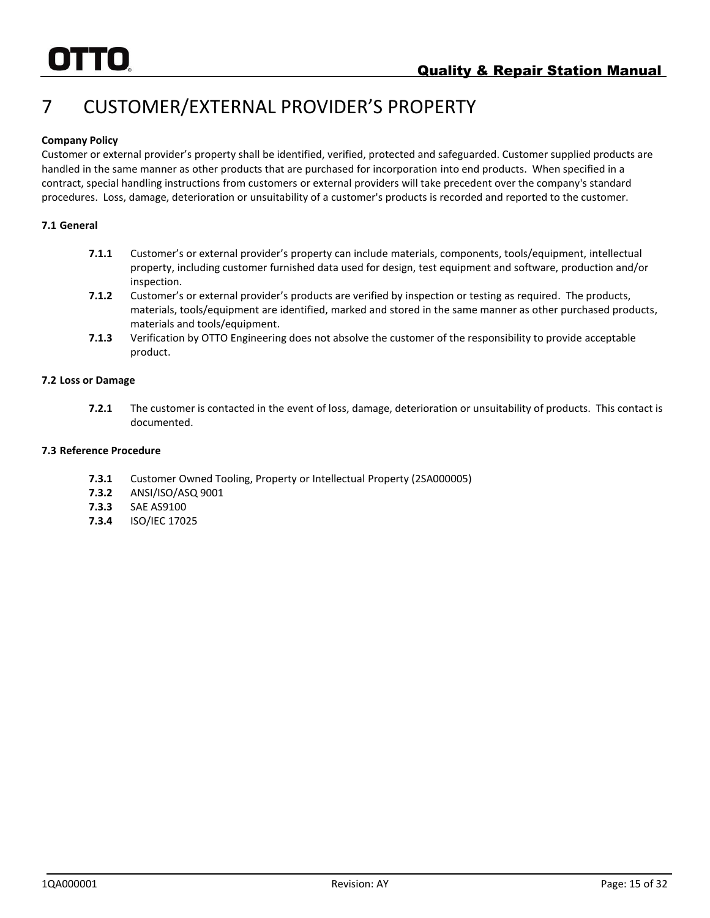# 7 CUSTOMER/EXTERNAL PROVIDER'S PROPERTY

**Company Policy**

Customer or external provider's property shall be identified, verified, protected and safeguarded. Customer supplied products are handled in the same manner as other products that are purchased for incorporation into end products. When specified in a contract, special handling instructions from customers or external providers will take precedent over the company's standard procedures. Loss, damage, deterioration or unsuitability of a customer's products is recorded and reported to the customer.

**7.1 General**

**7.1.1** Customer's or external provider's property can include materials, components, tools/equipment, intellectual property, including customer furnished data used for design, test equipment and software, production and/or inspection.

**7.1.2** Customer's or external provider's products are verified by inspection or testing as required. The products, materials, tools/equipment are identified, marked and stored in the same manner as other purchased products, materials and tools/equipment.

**7.1.3** Verification by OTTO Engineering does not absolve the customer of the responsibility to provide acceptable product.

**7.2 Loss or Damage**

**7.2.1** The customer is contacted in the event of loss, damage, deterioration or unsuitability of products. This contact is documented.

**7.3 Reference Procedure**

**7.3.1** Customer Owned Tooling, Property or Intellectual Property (2SA000005)

**7.3.2** ANSI/ISO/ASQ 9001

**7.3.3** SAE AS9100

**7.3.4** ISO/IEC 17025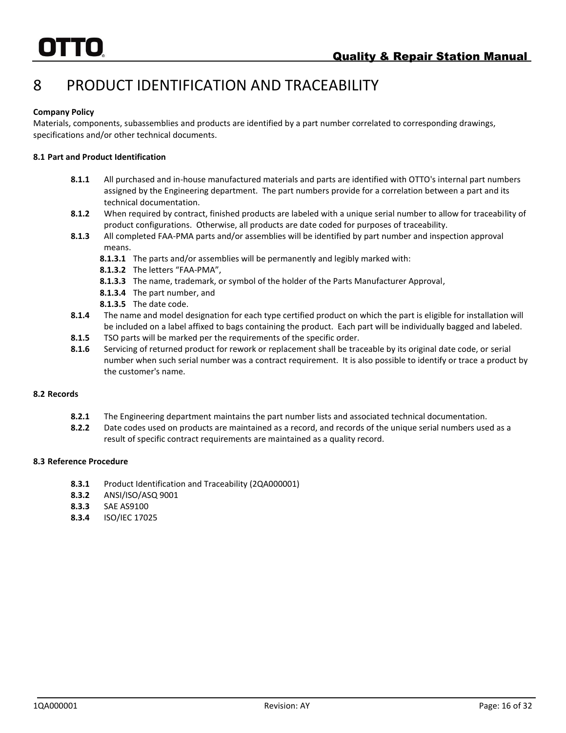# 8 PRODUCT IDENTIFICATION AND TRACEABILITY

**Company Policy**

Materials, components, subassemblies and products are identified by a part number correlated to corresponding drawings, specifications and/or other technical documents.

**8.1 Part and Product Identification**

- **8.1.1** All purchased and in-house manufactured materials and parts are identified with OTTO's internal part numbers assigned by the Engineering department. The part numbers provide for a correlation between a part and its technical documentation.
- **8.1.2** When required by contract, finished products are labeled with a unique serial number to allow for traceability of product configurations. Otherwise, all products are date coded for purposes of traceability.
- **8.1.3** All completed FAA-PMA parts and/or assemblies will be identified by part number and inspection approval means.
  - **8.1.3.1** The parts and/or assemblies will be permanently and legibly marked with:
  - **8.1.3.2** The letters "FAA-PMA",
  - **8.1.3.3** The name, trademark, or symbol of the holder of the Parts Manufacturer Approval,
  - **8.1.3.4** The part number, and
  - **8.1.3.5** The date code.
- **8.1.4** The name and model designation for each type certified product on which the part is eligible for installation will be included on a label affixed to bags containing the product. Each part will be individually bagged and labeled.
- **8.1.5** TSO parts will be marked per the requirements of the specific order.
- **8.1.6** Servicing of returned product for rework or replacement shall be traceable by its original date code, or serial number when such serial number was a contract requirement. It is also possible to identify or trace a product by the customer's name.

**8.2 Records**

- **8.2.1** The Engineering department maintains the part number lists and associated technical documentation.
- **8.2.2** Date codes used on products are maintained as a record, and records of the unique serial numbers used as a result of specific contract requirements are maintained as a quality record.

**8.3 Reference Procedure**

- **8.3.1** Product Identification and Traceability (2QA000001)
- **8.3.2** ANSI/ISO/ASQ 9001
- **8.3.3** SAE AS9100
- **8.3.4** ISO/IEC 17025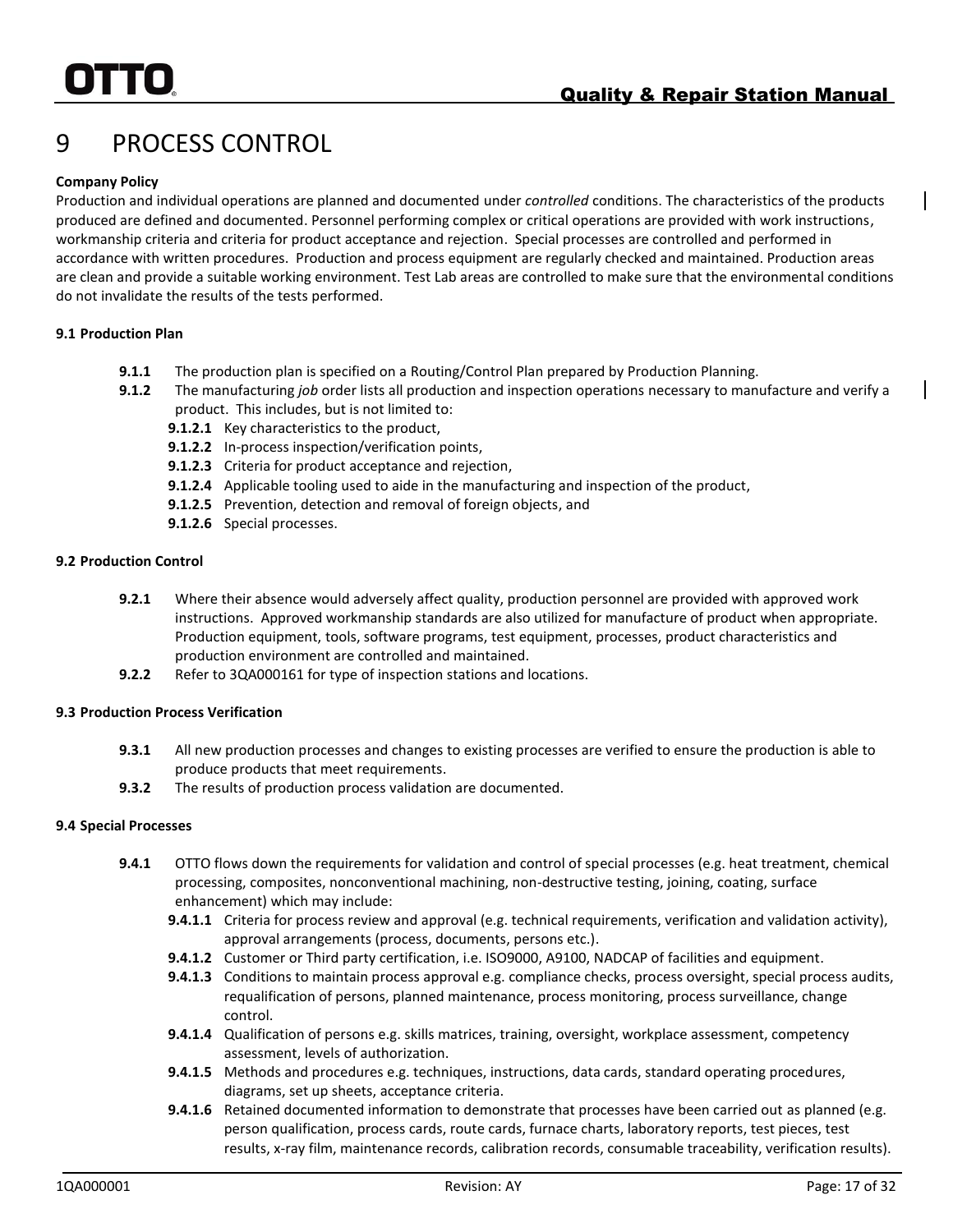# 9 PROCESS CONTROL

**Company Policy**

Production and individual operations are planned and documented under *controlled* conditions. The characteristics of the products produced are defined and documented. Personnel performing complex or critical operations are provided with work instructions, workmanship criteria and criteria for product acceptance and rejection. Special processes are controlled and performed in accordance with written procedures. Production and process equipment are regularly checked and maintained. Production areas are clean and provide a suitable working environment. Test Lab areas are controlled to make sure that the environmental conditions do not invalidate the results of the tests performed.

**9.1 Production Plan**

- **9.1.1** The production plan is specified on a Routing/Control Plan prepared by Production Planning.
- **9.1.2** The manufacturing *job* order lists all production and inspection operations necessary to manufacture and verify a product. This includes, but is not limited to:
  - **9.1.2.1** Key characteristics to the product,
  - **9.1.2.2** In-process inspection/verification points,
  - **9.1.2.3** Criteria for product acceptance and rejection,
  - **9.1.2.4** Applicable tooling used to aide in the manufacturing and inspection of the product,
  - **9.1.2.5** Prevention, detection and removal of foreign objects, and
  - **9.1.2.6** Special processes.

**9.2 Production Control**

- **9.2.1** Where their absence would adversely affect quality, production personnel are provided with approved work instructions. Approved workmanship standards are also utilized for manufacture of product when appropriate. Production equipment, tools, software programs, test equipment, processes, product characteristics and production environment are controlled and maintained.
- **9.2.2** Refer to 3QA000161 for type of inspection stations and locations.

**9.3 Production Process Verification**

- **9.3.1** All new production processes and changes to existing processes are verified to ensure the production is able to produce products that meet requirements.
- **9.3.2** The results of production process validation are documented.

**9.4 Special Processes**

- **9.4.1** OTTO flows down the requirements for validation and control of special processes (e.g. heat treatment, chemical processing, composites, nonconventional machining, non-destructive testing, joining, coating, surface enhancement) which may include:
  - **9.4.1.1** Criteria for process review and approval (e.g. technical requirements, verification and validation activity), approval arrangements (process, documents, persons etc.).
  - **9.4.1.2** Customer or Third party certification, i.e. ISO9000, A9100, NADCAP of facilities and equipment.
  - **9.4.1.3** Conditions to maintain process approval e.g. compliance checks, process oversight, special process audits, requalification of persons, planned maintenance, process monitoring, process surveillance, change control.
  - **9.4.1.4** Qualification of persons e.g. skills matrices, training, oversight, workplace assessment, competency assessment, levels of authorization.
  - **9.4.1.5** Methods and procedures e.g. techniques, instructions, data cards, standard operating procedures, diagrams, set up sheets, acceptance criteria.
  - **9.4.1.6** Retained documented information to demonstrate that processes have been carried out as planned (e.g. person qualification, process cards, route cards, furnace charts, laboratory reports, test pieces, test results, x-ray film, maintenance records, calibration records, consumable traceability, verification results).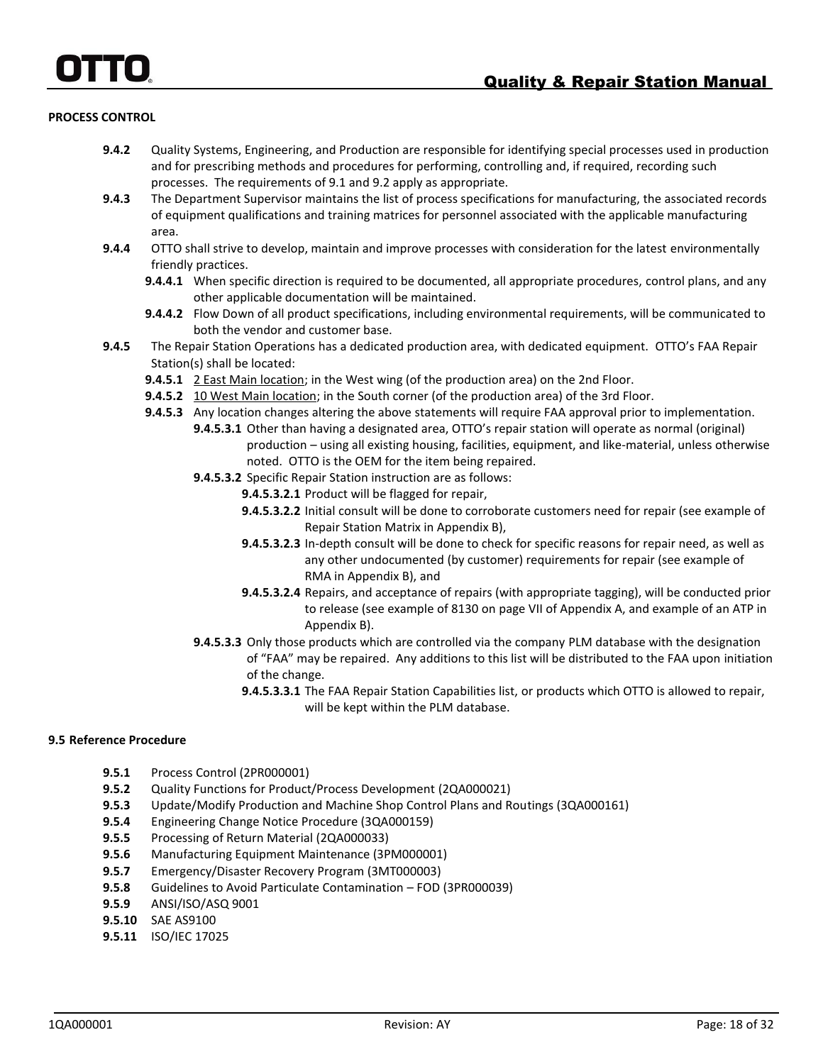**PROCESS CONTROL**

- **9.4.2** Quality Systems, Engineering, and Production are responsible for identifying special processes used in production and for prescribing methods and procedures for performing, controlling and, if required, recording such processes. The requirements of 9.1 and 9.2 apply as appropriate.
- **9.4.3** The Department Supervisor maintains the list of process specifications for manufacturing, the associated records of equipment qualifications and training matrices for personnel associated with the applicable manufacturing area.
- **9.4.4** OTTO shall strive to develop, maintain and improve processes with consideration for the latest environmentally friendly practices.
  - **9.4.4.1** When specific direction is required to be documented, all appropriate procedures, control plans, and any other applicable documentation will be maintained.
  - **9.4.4.2** Flow Down of all product specifications, including environmental requirements, will be communicated to both the vendor and customer base.
- **9.4.5** The Repair Station Operations has a dedicated production area, with dedicated equipment. OTTO's FAA Repair Station(s) shall be located:
  - **9.4.5.1** <u>2 East Main location</u>; in the West wing (of the production area) on the 2nd Floor.
  - **9.4.5.2** <u>10 West Main location</u>; in the South corner (of the production area) of the 3rd Floor.
  - **9.4.5.3** Any location changes altering the above statements will require FAA approval prior to implementation.
    - **9.4.5.3.1** Other than having a designated area, OTTO's repair station will operate as normal (original) production – using all existing housing, facilities, equipment, and like-material, unless otherwise noted. OTTO is the OEM for the item being repaired.
    - **9.4.5.3.2** Specific Repair Station instruction are as follows:
      - **9.4.5.3.2.1** Product will be flagged for repair,
      - **9.4.5.3.2.2** Initial consult will be done to corroborate customers need for repair (see example of Repair Station Matrix in Appendix B),
      - **9.4.5.3.2.3** In-depth consult will be done to check for specific reasons for repair need, as well as any other undocumented (by customer) requirements for repair (see example of RMA in Appendix B), and
      - **9.4.5.3.2.4** Repairs, and acceptance of repairs (with appropriate tagging), will be conducted prior to release (see example of 8130 on page VII of Appendix A, and example of an ATP in Appendix B).
    - **9.4.5.3.3** Only those products which are controlled via the company PLM database with the designation of "FAA" may be repaired. Any additions to this list will be distributed to the FAA upon initiation of the change.
      - **9.4.5.3.3.1** The FAA Repair Station Capabilities list, or products which OTTO is allowed to repair, will be kept within the PLM database.

**9.5 Reference Procedure**

- **9.5.1** Process Control (2PR000001)
- **9.5.2** Quality Functions for Product/Process Development (2QA000021)
- **9.5.3** Update/Modify Production and Machine Shop Control Plans and Routings (3QA000161)
- **9.5.4** Engineering Change Notice Procedure (3QA000159)
- **9.5.5** Processing of Return Material (2QA000033)
- **9.5.6** Manufacturing Equipment Maintenance (3PM000001)
- **9.5.7** Emergency/Disaster Recovery Program (3MT000003)
- **9.5.8** Guidelines to Avoid Particulate Contamination – FOD (3PR000039)
- **9.5.9** ANSI/ISO/ASQ 9001
- **9.5.10** SAE AS9100
- **9.5.11** ISO/IEC 17025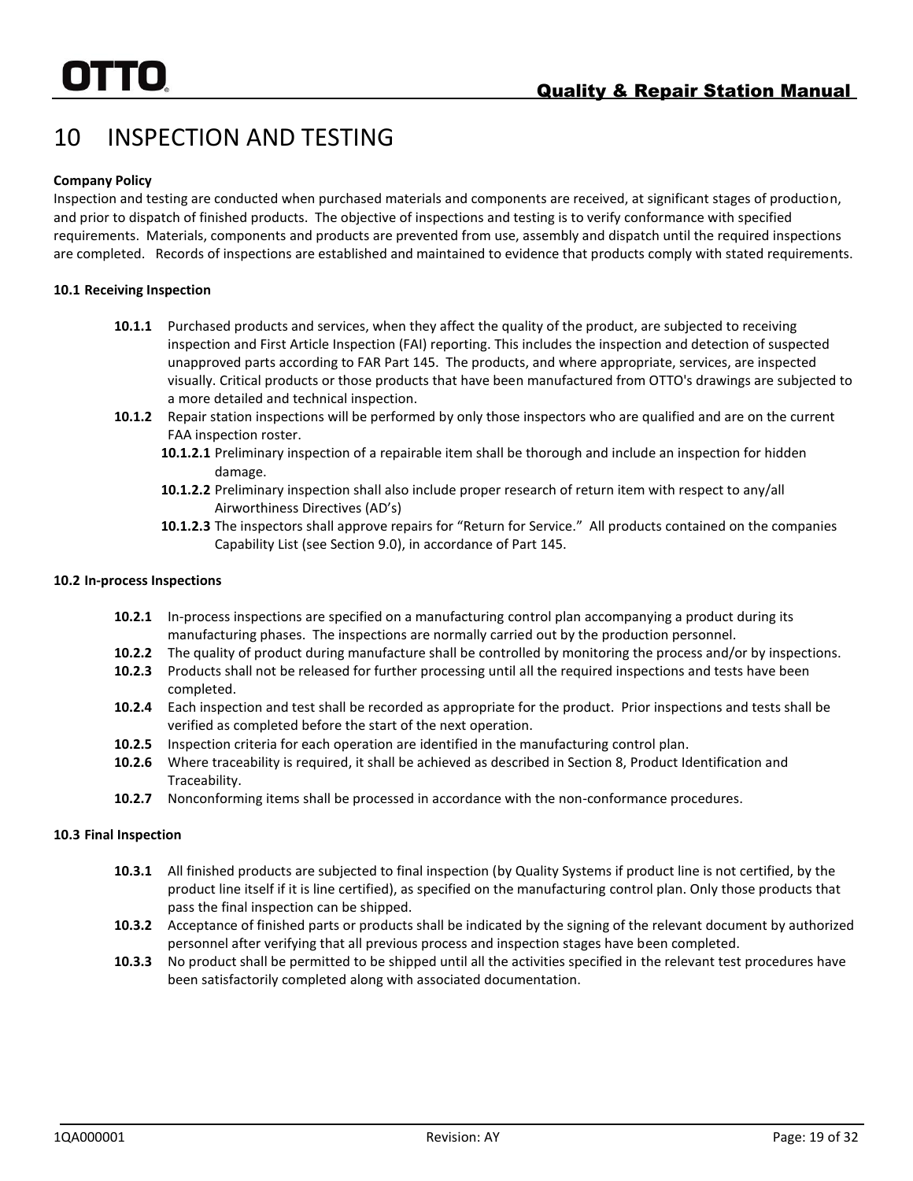# 10 INSPECTION AND TESTING

**Company Policy**

Inspection and testing are conducted when purchased materials and components are received, at significant stages of production, and prior to dispatch of finished products. The objective of inspections and testing is to verify conformance with specified requirements. Materials, components and products are prevented from use, assembly and dispatch until the required inspections are completed. Records of inspections are established and maintained to evidence that products comply with stated requirements.

**10.1 Receiving Inspection**

**10.1.1** Purchased products and services, when they affect the quality of the product, are subjected to receiving inspection and First Article Inspection (FAI) reporting. This includes the inspection and detection of suspected unapproved parts according to FAR Part 145. The products, and where appropriate, services, are inspected visually. Critical products or those products that have been manufactured from OTTO's drawings are subjected to a more detailed and technical inspection.

**10.1.2** Repair station inspections will be performed by only those inspectors who are qualified and are on the current FAA inspection roster.

**10.1.2.1** Preliminary inspection of a repairable item shall be thorough and include an inspection for hidden damage.

**10.1.2.2** Preliminary inspection shall also include proper research of return item with respect to any/all Airworthiness Directives (AD's)

**10.1.2.3** The inspectors shall approve repairs for "Return for Service." All products contained on the companies Capability List (see Section 9.0), in accordance of Part 145.

**10.2 In-process Inspections**

**10.2.1** In-process inspections are specified on a manufacturing control plan accompanying a product during its manufacturing phases. The inspections are normally carried out by the production personnel.

**10.2.2** The quality of product during manufacture shall be controlled by monitoring the process and/or by inspections.

**10.2.3** Products shall not be released for further processing until all the required inspections and tests have been completed.

**10.2.4** Each inspection and test shall be recorded as appropriate for the product. Prior inspections and tests shall be verified as completed before the start of the next operation.

**10.2.5** Inspection criteria for each operation are identified in the manufacturing control plan.

**10.2.6** Where traceability is required, it shall be achieved as described in Section 8, Product Identification and Traceability.

**10.2.7** Nonconforming items shall be processed in accordance with the non-conformance procedures.

**10.3 Final Inspection**

**10.3.1** All finished products are subjected to final inspection (by Quality Systems if product line is not certified, by the product line itself if it is line certified), as specified on the manufacturing control plan. Only those products that pass the final inspection can be shipped.

**10.3.2** Acceptance of finished parts or products shall be indicated by the signing of the relevant document by authorized personnel after verifying that all previous process and inspection stages have been completed.

**10.3.3** No product shall be permitted to be shipped until all the activities specified in the relevant test procedures have been satisfactorily completed along with associated documentation.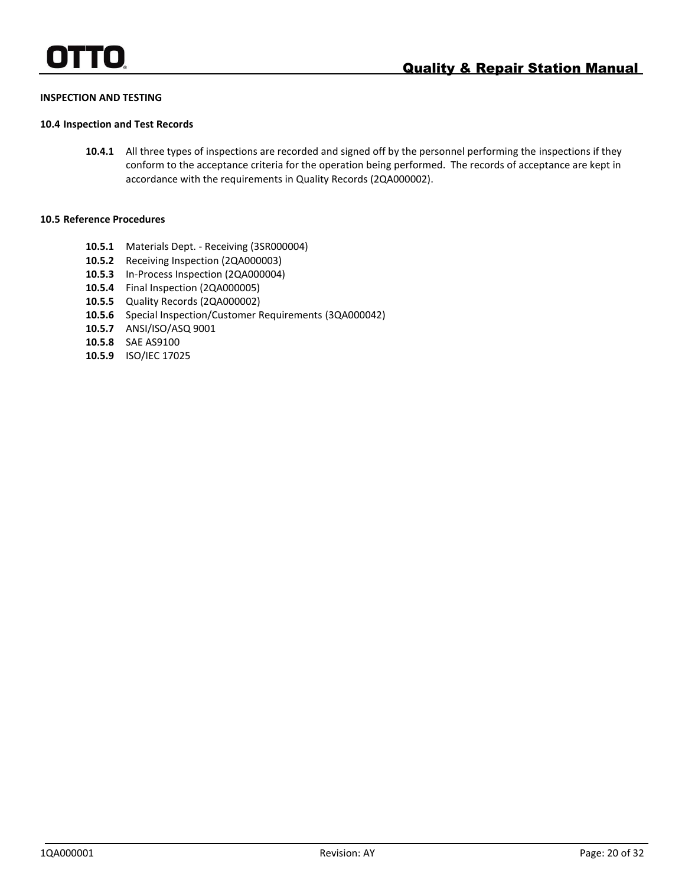**INSPECTION AND TESTING**

**10.4 Inspection and Test Records**

**10.4.1** All three types of inspections are recorded and signed off by the personnel performing the inspections if they conform to the acceptance criteria for the operation being performed. The records of acceptance are kept in accordance with the requirements in Quality Records (2QA000002).

**10.5 Reference Procedures**

**10.5.1** Materials Dept. - Receiving (3SR000004)
**10.5.2** Receiving Inspection (2QA000003)
**10.5.3** In-Process Inspection (2QA000004)
**10.5.4** Final Inspection (2QA000005)
**10.5.5** Quality Records (2QA000002)
**10.5.6** Special Inspection/Customer Requirements (3QA000042)
**10.5.7** ANSI/ISO/ASQ 9001
**10.5.8** SAE AS9100
**10.5.9** ISO/IEC 17025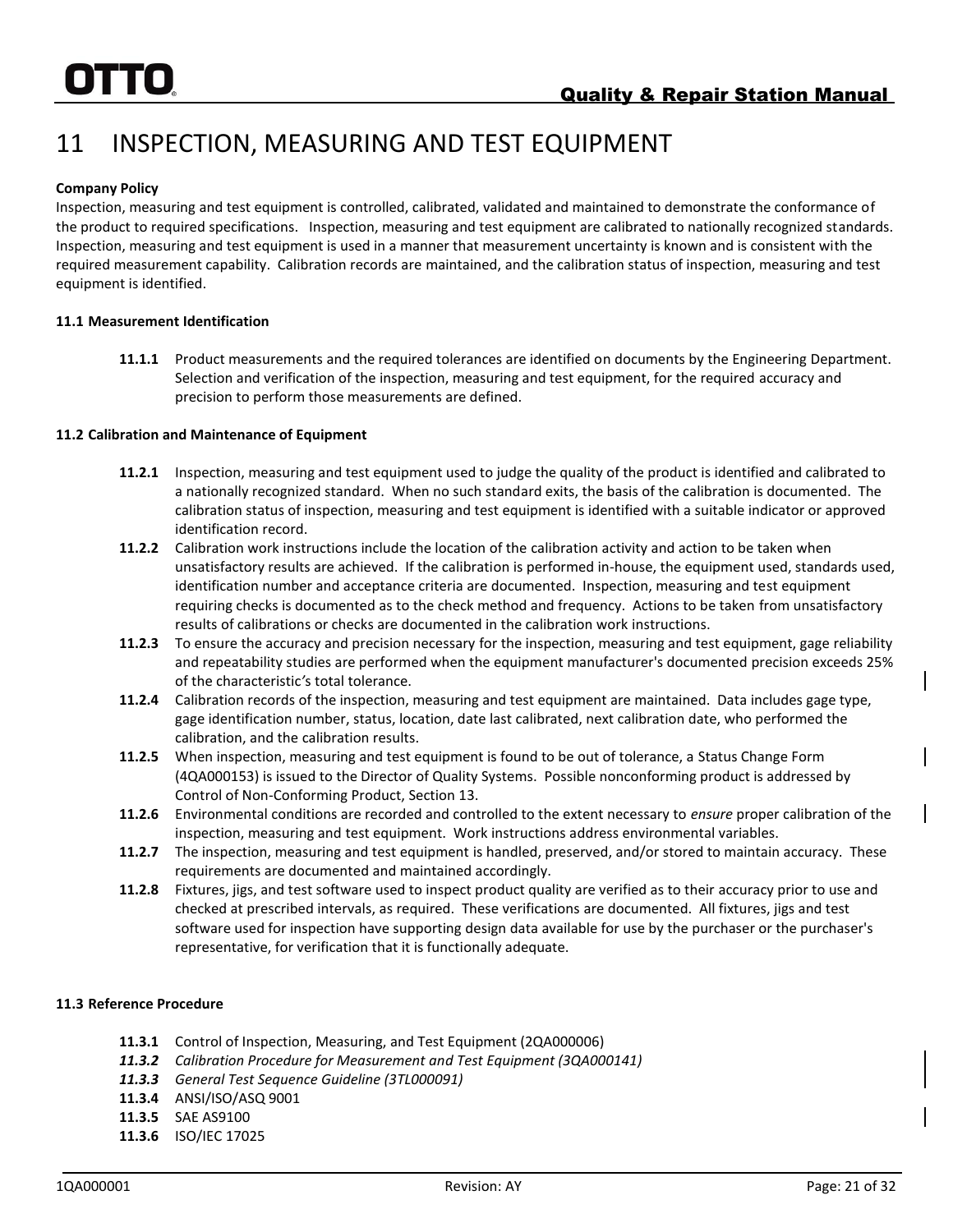# 11 INSPECTION, MEASURING AND TEST EQUIPMENT

**Company Policy**

Inspection, measuring and test equipment is controlled, calibrated, validated and maintained to demonstrate the conformance of the product to required specifications. Inspection, measuring and test equipment are calibrated to nationally recognized standards. Inspection, measuring and test equipment is used in a manner that measurement uncertainty is known and is consistent with the required measurement capability. Calibration records are maintained, and the calibration status of inspection, measuring and test equipment is identified.

**11.1 Measurement Identification**

**11.1.1** Product measurements and the required tolerances are identified on documents by the Engineering Department. Selection and verification of the inspection, measuring and test equipment, for the required accuracy and precision to perform those measurements are defined.

**11.2 Calibration and Maintenance of Equipment**

**11.2.1** Inspection, measuring and test equipment used to judge the quality of the product is identified and calibrated to a nationally recognized standard. When no such standard exits, the basis of the calibration is documented. The calibration status of inspection, measuring and test equipment is identified with a suitable indicator or approved identification record.

**11.2.2** Calibration work instructions include the location of the calibration activity and action to be taken when unsatisfactory results are achieved. If the calibration is performed in-house, the equipment used, standards used, identification number and acceptance criteria are documented. Inspection, measuring and test equipment requiring checks is documented as to the check method and frequency. Actions to be taken from unsatisfactory results of calibrations or checks are documented in the calibration work instructions.

**11.2.3** To ensure the accuracy and precision necessary for the inspection, measuring and test equipment, gage reliability and repeatability studies are performed when the equipment manufacturer's documented precision exceeds 25% of the characteristic's total tolerance.

**11.2.4** Calibration records of the inspection, measuring and test equipment are maintained. Data includes gage type, gage identification number, status, location, date last calibrated, next calibration date, who performed the calibration, and the calibration results.

**11.2.5** When inspection, measuring and test equipment is found to be out of tolerance, a Status Change Form (4QA000153) is issued to the Director of Quality Systems. Possible nonconforming product is addressed by Control of Non-Conforming Product, Section 13.

**11.2.6** Environmental conditions are recorded and controlled to the extent necessary to *ensure* proper calibration of the inspection, measuring and test equipment. Work instructions address environmental variables.

**11.2.7** The inspection, measuring and test equipment is handled, preserved, and/or stored to maintain accuracy. These requirements are documented and maintained accordingly.

**11.2.8** Fixtures, jigs, and test software used to inspect product quality are verified as to their accuracy prior to use and checked at prescribed intervals, as required. These verifications are documented. All fixtures, jigs and test software used for inspection have supporting design data available for use by the purchaser or the purchaser's representative, for verification that it is functionally adequate.

**11.3 Reference Procedure**

**11.3.1** Control of Inspection, Measuring, and Test Equipment (2QA000006)

***11.3.2*** *Calibration Procedure for Measurement and Test Equipment (3QA000141)*

***11.3.3*** *General Test Sequence Guideline (3TL000091)*

**11.3.4** ANSI/ISO/ASQ 9001

**11.3.5** SAE AS9100

**11.3.6** ISO/IEC 17025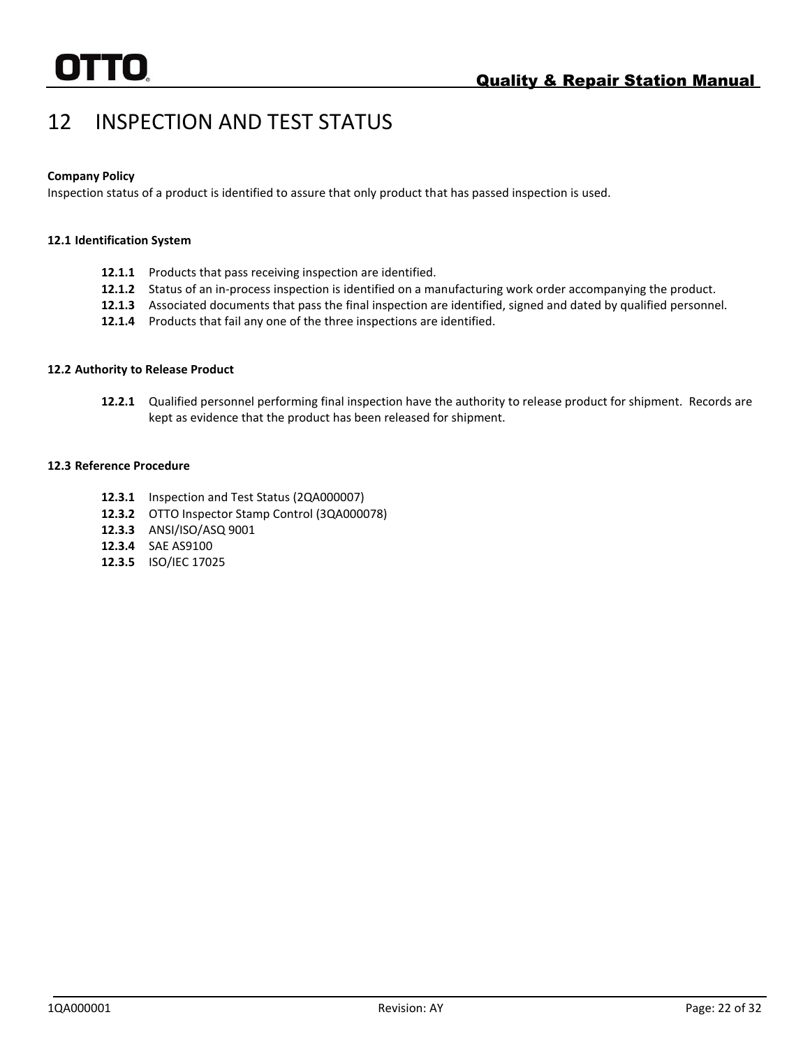# 12 INSPECTION AND TEST STATUS

**Company Policy**
Inspection status of a product is identified to assure that only product that has passed inspection is used.

**12.1 Identification System**

- **12.1.1** Products that pass receiving inspection are identified.
- **12.1.2** Status of an in-process inspection is identified on a manufacturing work order accompanying the product.
- **12.1.3** Associated documents that pass the final inspection are identified, signed and dated by qualified personnel.
- **12.1.4** Products that fail any one of the three inspections are identified.

**12.2 Authority to Release Product**

- **12.2.1** Qualified personnel performing final inspection have the authority to release product for shipment. Records are kept as evidence that the product has been released for shipment.

**12.3 Reference Procedure**

- **12.3.1** Inspection and Test Status (2QA000007)
- **12.3.2** OTTO Inspector Stamp Control (3QA000078)
- **12.3.3** ANSI/ISO/ASQ 9001
- **12.3.4** SAE AS9100
- **12.3.5** ISO/IEC 17025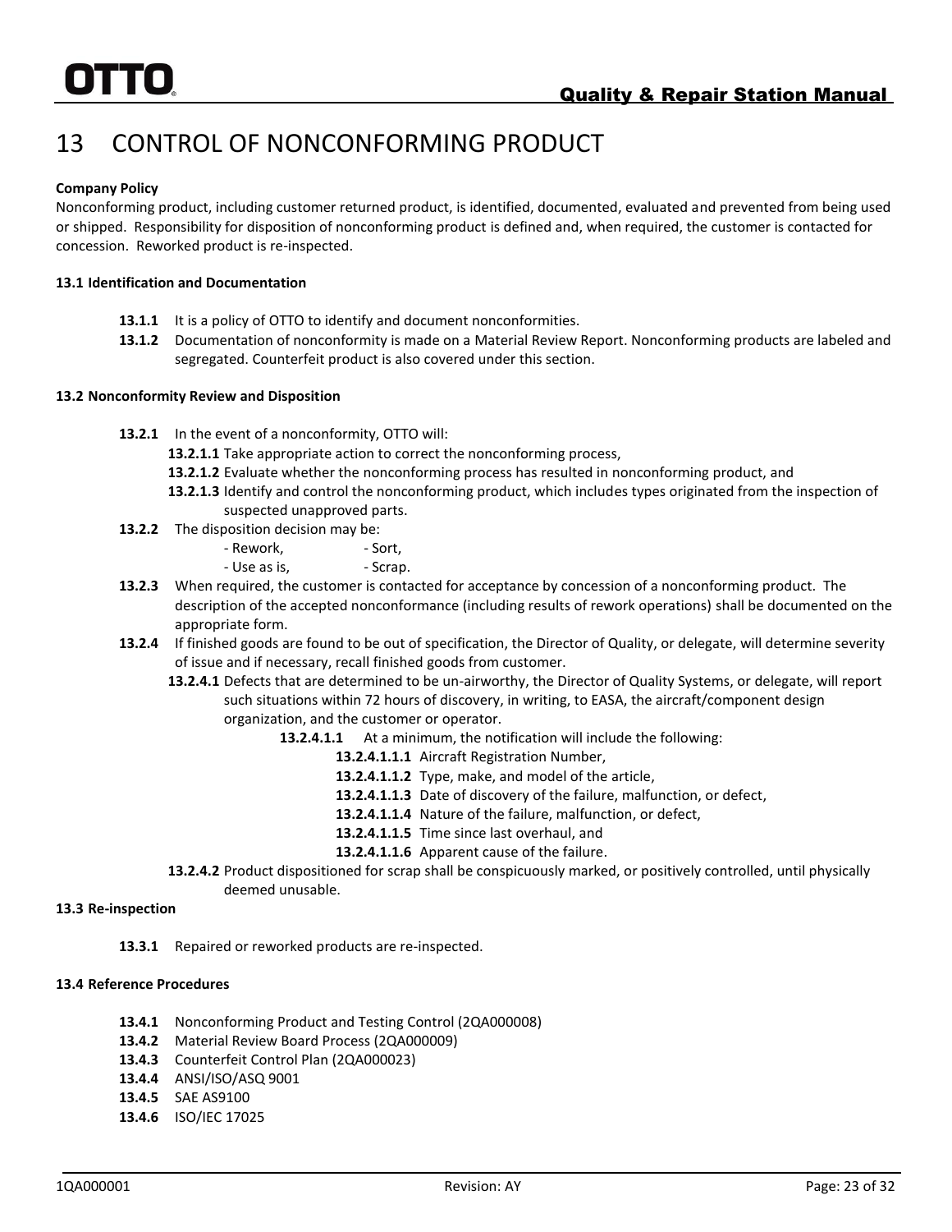# 13 CONTROL OF NONCONFORMING PRODUCT

**Company Policy**

Nonconforming product, including customer returned product, is identified, documented, evaluated and prevented from being used or shipped. Responsibility for disposition of nonconforming product is defined and, when required, the customer is contacted for concession. Reworked product is re-inspected.

**13.1 Identification and Documentation**

- **13.1.1** It is a policy of OTTO to identify and document nonconformities.
- **13.1.2** Documentation of nonconformity is made on a Material Review Report. Nonconforming products are labeled and segregated. Counterfeit product is also covered under this section.

**13.2 Nonconformity Review and Disposition**

- **13.2.1** In the event of a nonconformity, OTTO will:
  - **13.2.1.1** Take appropriate action to correct the nonconforming process,
  - **13.2.1.2** Evaluate whether the nonconforming process has resulted in nonconforming product, and
  - **13.2.1.3** Identify and control the nonconforming product, which includes types originated from the inspection of suspected unapproved parts.
- **13.2.2** The disposition decision may be:
  - Rework,
  - Sort,
  - Use as is,
  - Scrap.
- **13.2.3** When required, the customer is contacted for acceptance by concession of a nonconforming product. The description of the accepted nonconformance (including results of rework operations) shall be documented on the appropriate form.
- **13.2.4** If finished goods are found to be out of specification, the Director of Quality, or delegate, will determine severity of issue and if necessary, recall finished goods from customer.
  - **13.2.4.1** Defects that are determined to be un-airworthy, the Director of Quality Systems, or delegate, will report such situations within 72 hours of discovery, in writing, to EASA, the aircraft/component design organization, and the customer or operator.
    - **13.2.4.1.1** At a minimum, the notification will include the following:
      - **13.2.4.1.1.1** Aircraft Registration Number,
      - **13.2.4.1.1.2** Type, make, and model of the article,
      - **13.2.4.1.1.3** Date of discovery of the failure, malfunction, or defect,
      - **13.2.4.1.1.4** Nature of the failure, malfunction, or defect,
      - **13.2.4.1.1.5** Time since last overhaul, and
      - **13.2.4.1.1.6** Apparent cause of the failure.
  - **13.2.4.2** Product dispositioned for scrap shall be conspicuously marked, or positively controlled, until physically deemed unusable.

**13.3 Re-inspection**

- **13.3.1** Repaired or reworked products are re-inspected.

**13.4 Reference Procedures**

- **13.4.1** Nonconforming Product and Testing Control (2QA000008)
- **13.4.2** Material Review Board Process (2QA000009)
- **13.4.3** Counterfeit Control Plan (2QA000023)
- **13.4.4** ANSI/ISO/ASQ 9001
- **13.4.5** SAE AS9100
- **13.4.6** ISO/IEC 17025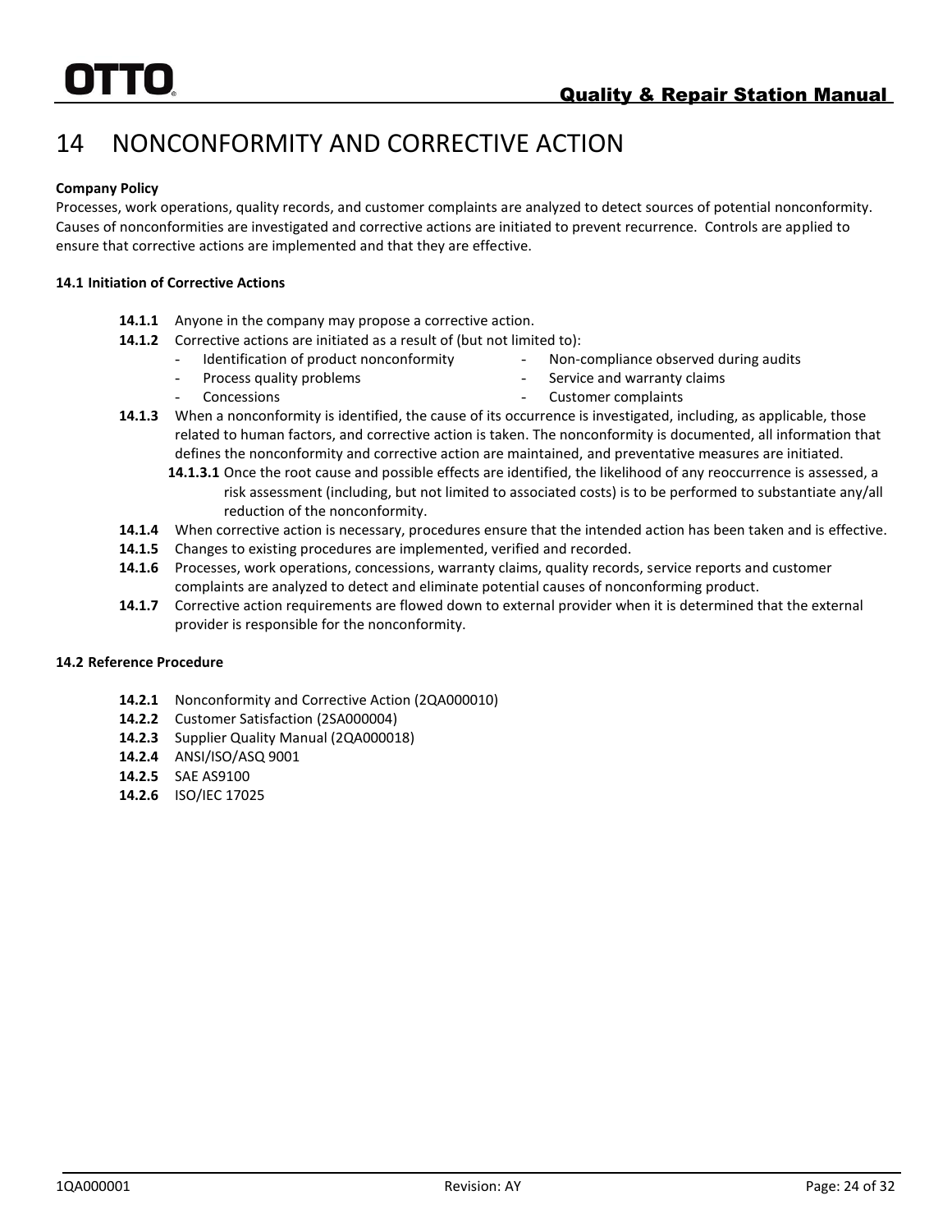# 14 NONCONFORMITY AND CORRECTIVE ACTION

**Company Policy**

Processes, work operations, quality records, and customer complaints are analyzed to detect sources of potential nonconformity. Causes of nonconformities are investigated and corrective actions are initiated to prevent recurrence. Controls are applied to ensure that corrective actions are implemented and that they are effective.

**14.1 Initiation of Corrective Actions**

**14.1.1** Anyone in the company may propose a corrective action.

**14.1.2** Corrective actions are initiated as a result of (but not limited to):

- Identification of product nonconformity
- Process quality problems
- Concessions
- Non-compliance observed during audits
- Service and warranty claims
- Customer complaints

**14.1.3** When a nonconformity is identified, the cause of its occurrence is investigated, including, as applicable, those related to human factors, and corrective action is taken. The nonconformity is documented, all information that defines the nonconformity and corrective action are maintained, and preventative measures are initiated.

**14.1.3.1** Once the root cause and possible effects are identified, the likelihood of any reoccurrence is assessed, a risk assessment (including, but not limited to associated costs) is to be performed to substantiate any/all reduction of the nonconformity.

**14.1.4** When corrective action is necessary, procedures ensure that the intended action has been taken and is effective.

**14.1.5** Changes to existing procedures are implemented, verified and recorded.

**14.1.6** Processes, work operations, concessions, warranty claims, quality records, service reports and customer complaints are analyzed to detect and eliminate potential causes of nonconforming product.

**14.1.7** Corrective action requirements are flowed down to external provider when it is determined that the external provider is responsible for the nonconformity.

**14.2 Reference Procedure**

**14.2.1** Nonconformity and Corrective Action (2QA000010)

**14.2.2** Customer Satisfaction (2SA000004)

**14.2.3** Supplier Quality Manual (2QA000018)

**14.2.4** ANSI/ISO/ASQ 9001

**14.2.5** SAE AS9100

**14.2.6** ISO/IEC 17025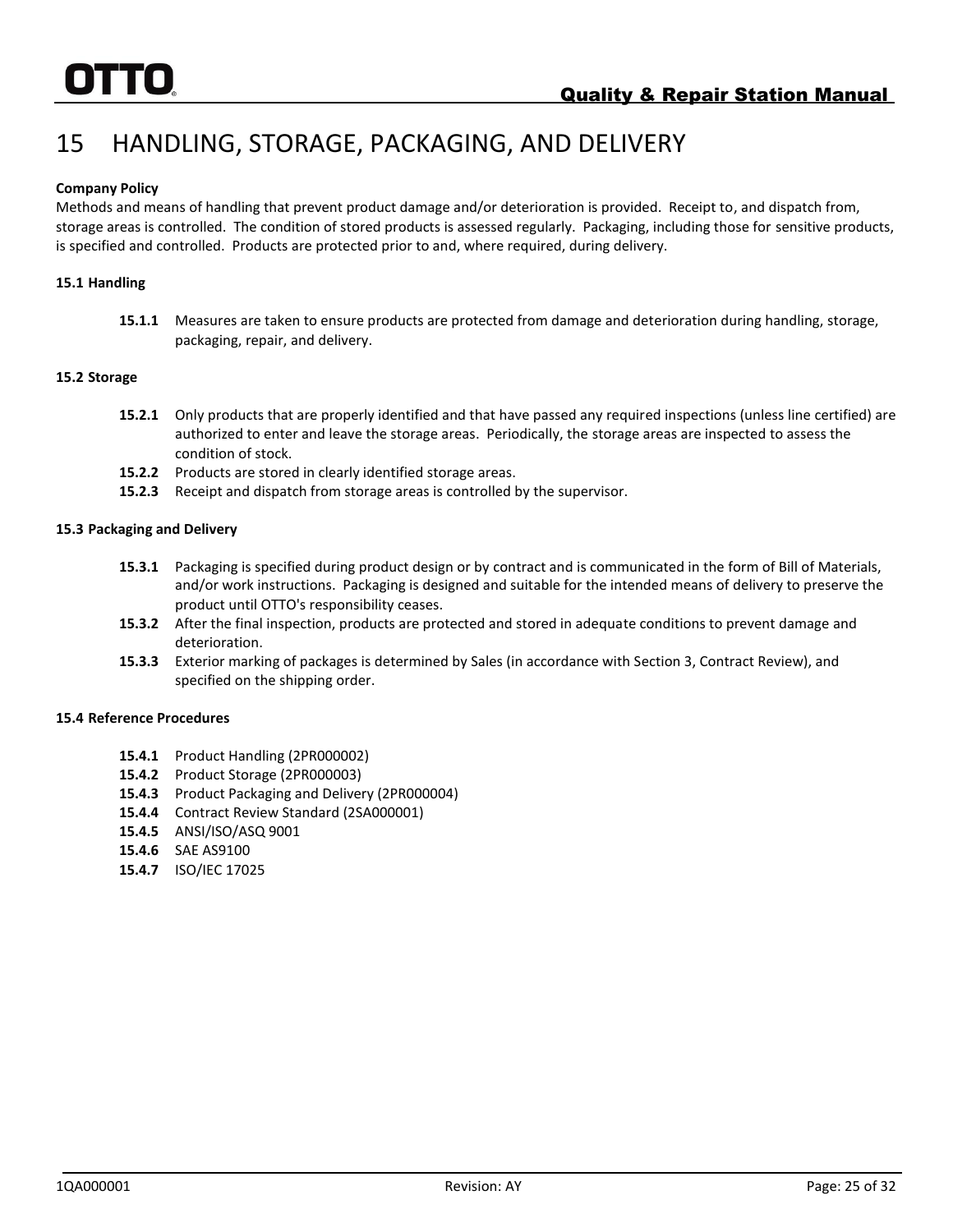# 15 HANDLING, STORAGE, PACKAGING, AND DELIVERY

**Company Policy**

Methods and means of handling that prevent product damage and/or deterioration is provided. Receipt to, and dispatch from, storage areas is controlled. The condition of stored products is assessed regularly. Packaging, including those for sensitive products, is specified and controlled. Products are protected prior to and, where required, during delivery.

**15.1 Handling**

- **15.1.1** Measures are taken to ensure products are protected from damage and deterioration during handling, storage, packaging, repair, and delivery.

**15.2 Storage**

- **15.2.1** Only products that are properly identified and that have passed any required inspections (unless line certified) are authorized to enter and leave the storage areas. Periodically, the storage areas are inspected to assess the condition of stock.
- **15.2.2** Products are stored in clearly identified storage areas.
- **15.2.3** Receipt and dispatch from storage areas is controlled by the supervisor.

**15.3 Packaging and Delivery**

- **15.3.1** Packaging is specified during product design or by contract and is communicated in the form of Bill of Materials, and/or work instructions. Packaging is designed and suitable for the intended means of delivery to preserve the product until OTTO's responsibility ceases.
- **15.3.2** After the final inspection, products are protected and stored in adequate conditions to prevent damage and deterioration.
- **15.3.3** Exterior marking of packages is determined by Sales (in accordance with Section 3, Contract Review), and specified on the shipping order.

**15.4 Reference Procedures**

- **15.4.1** Product Handling (2PR000002)
- **15.4.2** Product Storage (2PR000003)
- **15.4.3** Product Packaging and Delivery (2PR000004)
- **15.4.4** Contract Review Standard (2SA000001)
- **15.4.5** ANSI/ISO/ASQ 9001
- **15.4.6** SAE AS9100
- **15.4.7** ISO/IEC 17025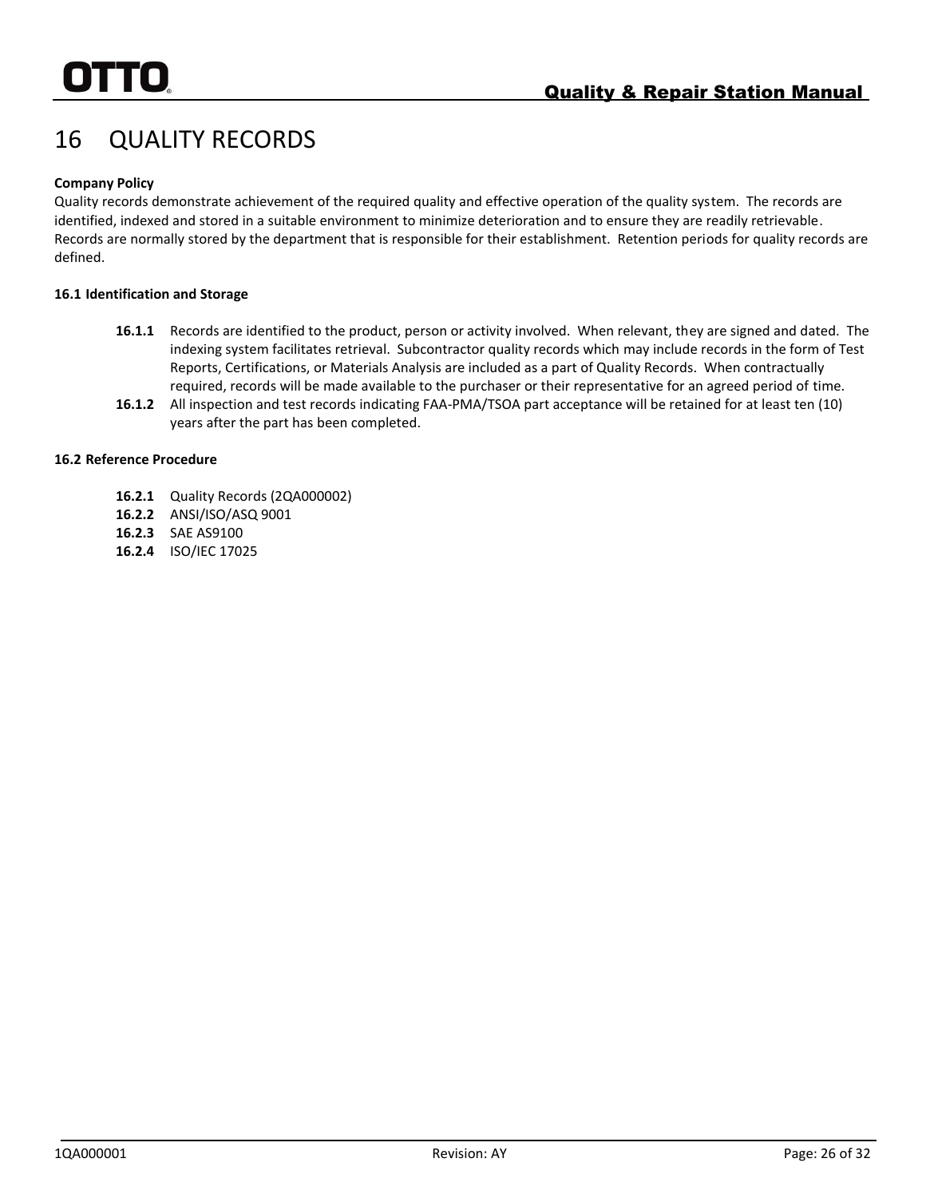# 16 QUALITY RECORDS

**Company Policy**

Quality records demonstrate achievement of the required quality and effective operation of the quality system. The records are identified, indexed and stored in a suitable environment to minimize deterioration and to ensure they are readily retrievable. Records are normally stored by the department that is responsible for their establishment. Retention periods for quality records are defined.

**16.1 Identification and Storage**

- **16.1.1** Records are identified to the product, person or activity involved. When relevant, they are signed and dated. The indexing system facilitates retrieval. Subcontractor quality records which may include records in the form of Test Reports, Certifications, or Materials Analysis are included as a part of Quality Records. When contractually required, records will be made available to the purchaser or their representative for an agreed period of time.
- **16.1.2** All inspection and test records indicating FAA-PMA/TSOA part acceptance will be retained for at least ten (10) years after the part has been completed.

**16.2 Reference Procedure**

- **16.2.1** Quality Records (2QA000002)
- **16.2.2** ANSI/ISO/ASQ 9001
- **16.2.3** SAE AS9100
- **16.2.4** ISO/IEC 17025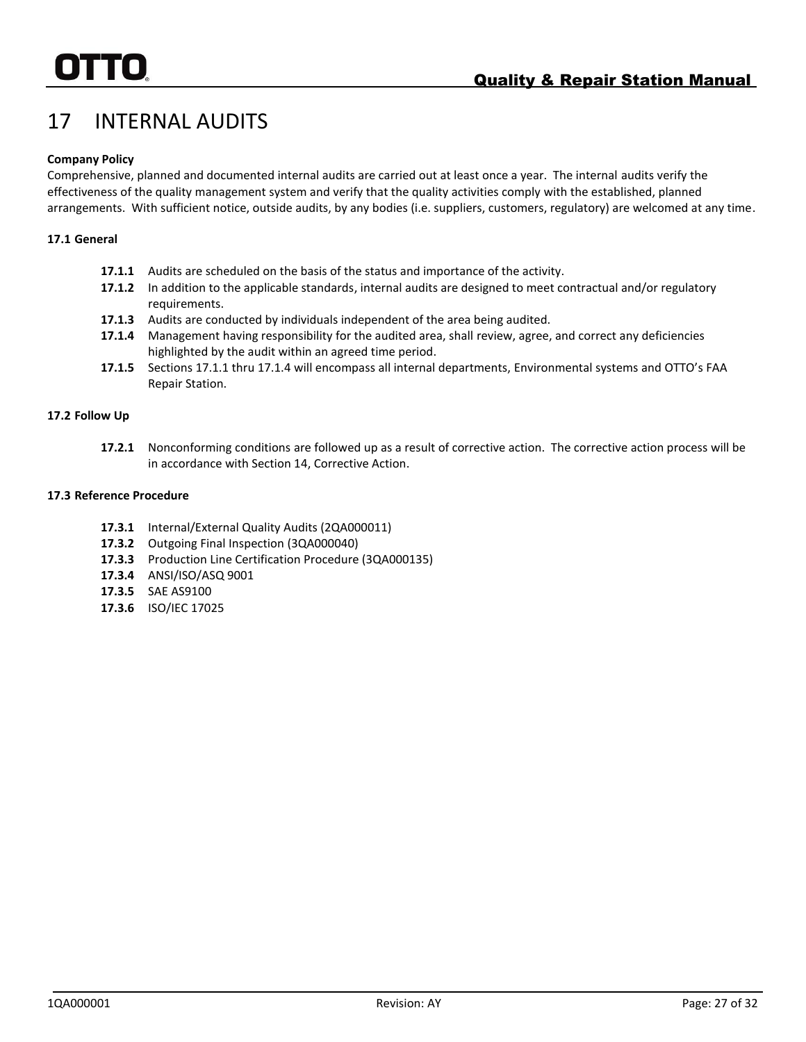# 17 INTERNAL AUDITS

**Company Policy**

Comprehensive, planned and documented internal audits are carried out at least once a year. The internal audits verify the effectiveness of the quality management system and verify that the quality activities comply with the established, planned arrangements. With sufficient notice, outside audits, by any bodies (i.e. suppliers, customers, regulatory) are welcomed at any time.

### 17.1 General

**17.1.1** Audits are scheduled on the basis of the status and importance of the activity.

**17.1.2** In addition to the applicable standards, internal audits are designed to meet contractual and/or regulatory requirements.

**17.1.3** Audits are conducted by individuals independent of the area being audited.

**17.1.4** Management having responsibility for the audited area, shall review, agree, and correct any deficiencies highlighted by the audit within an agreed time period.

**17.1.5** Sections 17.1.1 thru 17.1.4 will encompass all internal departments, Environmental systems and OTTO's FAA Repair Station.

### 17.2 Follow Up

**17.2.1** Nonconforming conditions are followed up as a result of corrective action. The corrective action process will be in accordance with Section 14, Corrective Action.

### 17.3 Reference Procedure

**17.3.1** Internal/External Quality Audits (2QA000011)

**17.3.2** Outgoing Final Inspection (3QA000040)

**17.3.3** Production Line Certification Procedure (3QA000135)

**17.3.4** ANSI/ISO/ASQ 9001

**17.3.5** SAE AS9100

**17.3.6** ISO/IEC 17025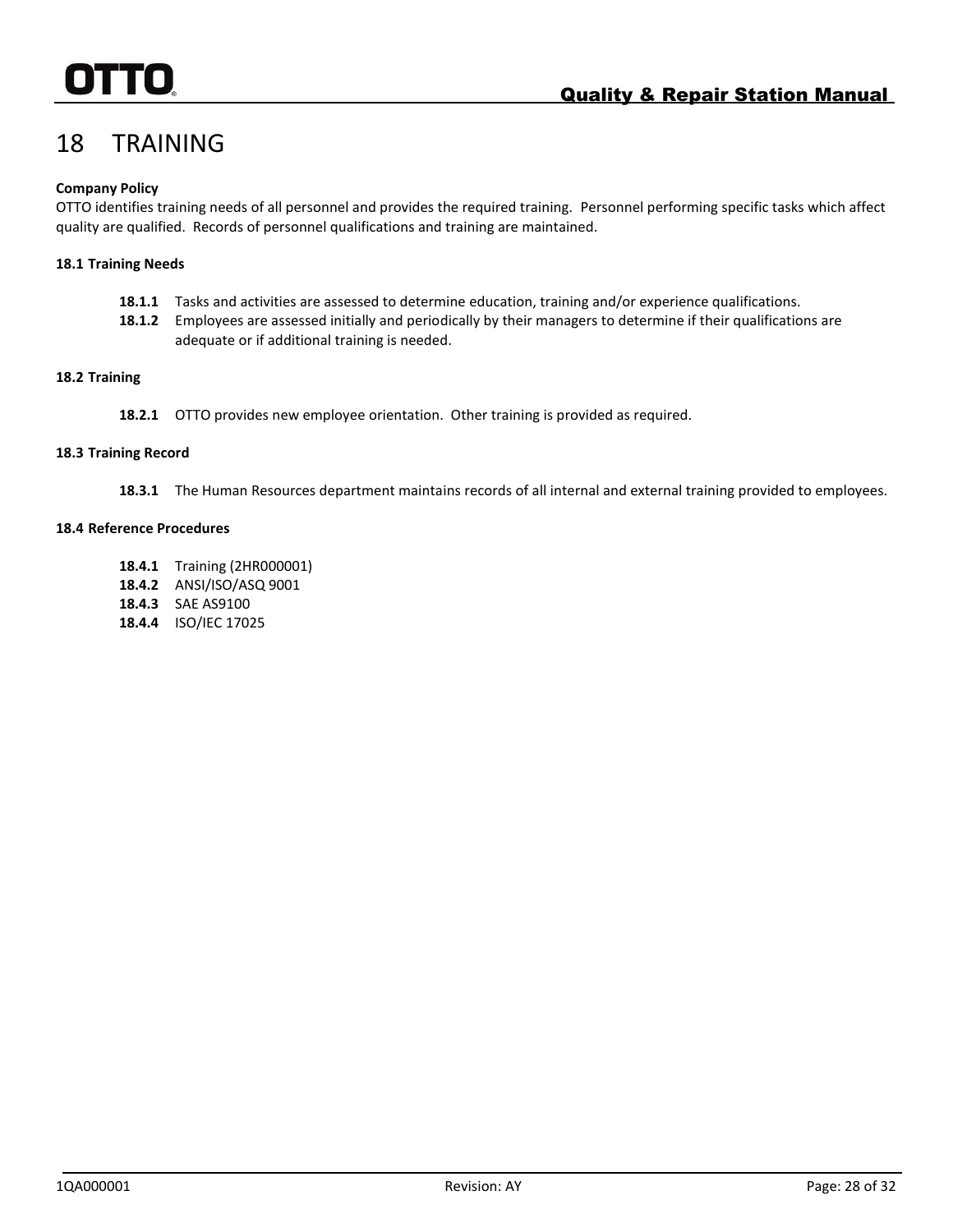# 18 TRAINING

**Company Policy**
OTTO identifies training needs of all personnel and provides the required training. Personnel performing specific tasks which affect quality are qualified. Records of personnel qualifications and training are maintained.

**18.1 Training Needs**

- **18.1.1** Tasks and activities are assessed to determine education, training and/or experience qualifications.
- **18.1.2** Employees are assessed initially and periodically by their managers to determine if their qualifications are adequate or if additional training is needed.

**18.2 Training**

- **18.2.1** OTTO provides new employee orientation. Other training is provided as required.

**18.3 Training Record**

- **18.3.1** The Human Resources department maintains records of all internal and external training provided to employees.

**18.4 Reference Procedures**

- **18.4.1** Training (2HR000001)
- **18.4.2** ANSI/ISO/ASQ 9001
- **18.4.3** SAE AS9100
- **18.4.4** ISO/IEC 17025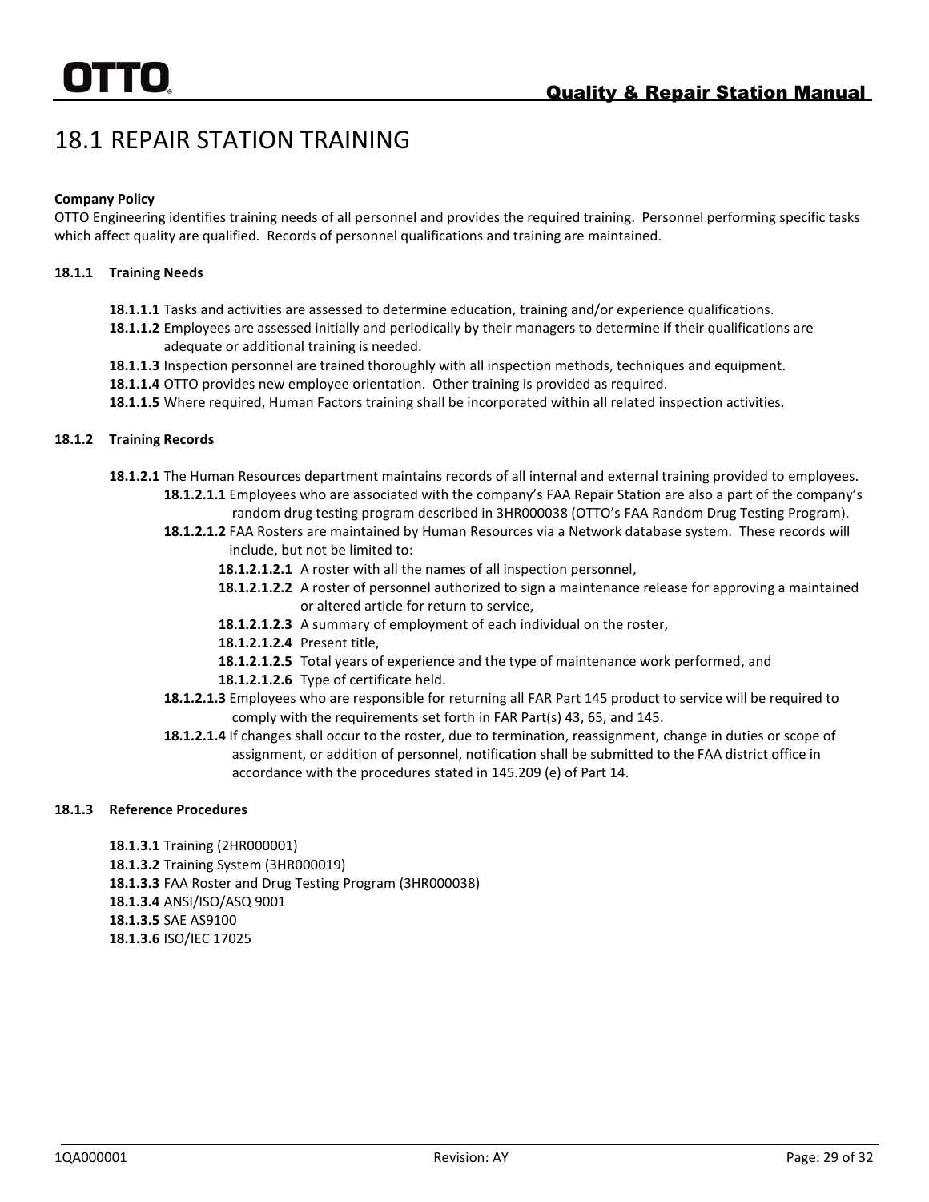# 18.1 REPAIR STATION TRAINING

**Company Policy**

OTTO Engineering identifies training needs of all personnel and provides the required training. Personnel performing specific tasks which affect quality are qualified. Records of personnel qualifications and training are maintained.

**18.1.1 Training Needs**

- **18.1.1.1** Tasks and activities are assessed to determine education, training and/or experience qualifications.
- **18.1.1.2** Employees are assessed initially and periodically by their managers to determine if their qualifications are adequate or additional training is needed.
- **18.1.1.3** Inspection personnel are trained thoroughly with all inspection methods, techniques and equipment.
- **18.1.1.4** OTTO provides new employee orientation. Other training is provided as required.
- **18.1.1.5** Where required, Human Factors training shall be incorporated within all related inspection activities.

**18.1.2 Training Records**

- **18.1.2.1** The Human Resources department maintains records of all internal and external training provided to employees.
  - **18.1.2.1.1** Employees who are associated with the company's FAA Repair Station are also a part of the company's random drug testing program described in 3HR000038 (OTTO's FAA Random Drug Testing Program).
  - **18.1.2.1.2** FAA Rosters are maintained by Human Resources via a Network database system. These records will include, but not be limited to:
    - **18.1.2.1.2.1** A roster with all the names of all inspection personnel,
    - **18.1.2.1.2.2** A roster of personnel authorized to sign a maintenance release for approving a maintained or altered article for return to service,
    - **18.1.2.1.2.3** A summary of employment of each individual on the roster,
    - **18.1.2.1.2.4** Present title,
    - **18.1.2.1.2.5** Total years of experience and the type of maintenance work performed, and
    - **18.1.2.1.2.6** Type of certificate held.
  - **18.1.2.1.3** Employees who are responsible for returning all FAR Part 145 product to service will be required to comply with the requirements set forth in FAR Part(s) 43, 65, and 145.
  - **18.1.2.1.4** If changes shall occur to the roster, due to termination, reassignment, change in duties or scope of assignment, or addition of personnel, notification shall be submitted to the FAA district office in accordance with the procedures stated in 145.209 (e) of Part 14.

**18.1.3 Reference Procedures**

- **18.1.3.1** Training (2HR000001)
- **18.1.3.2** Training System (3HR000019)
- **18.1.3.3** FAA Roster and Drug Testing Program (3HR000038)
- **18.1.3.4** ANSI/ISO/ASQ 9001
- **18.1.3.5** SAE AS9100
- **18.1.3.6** ISO/IEC 17025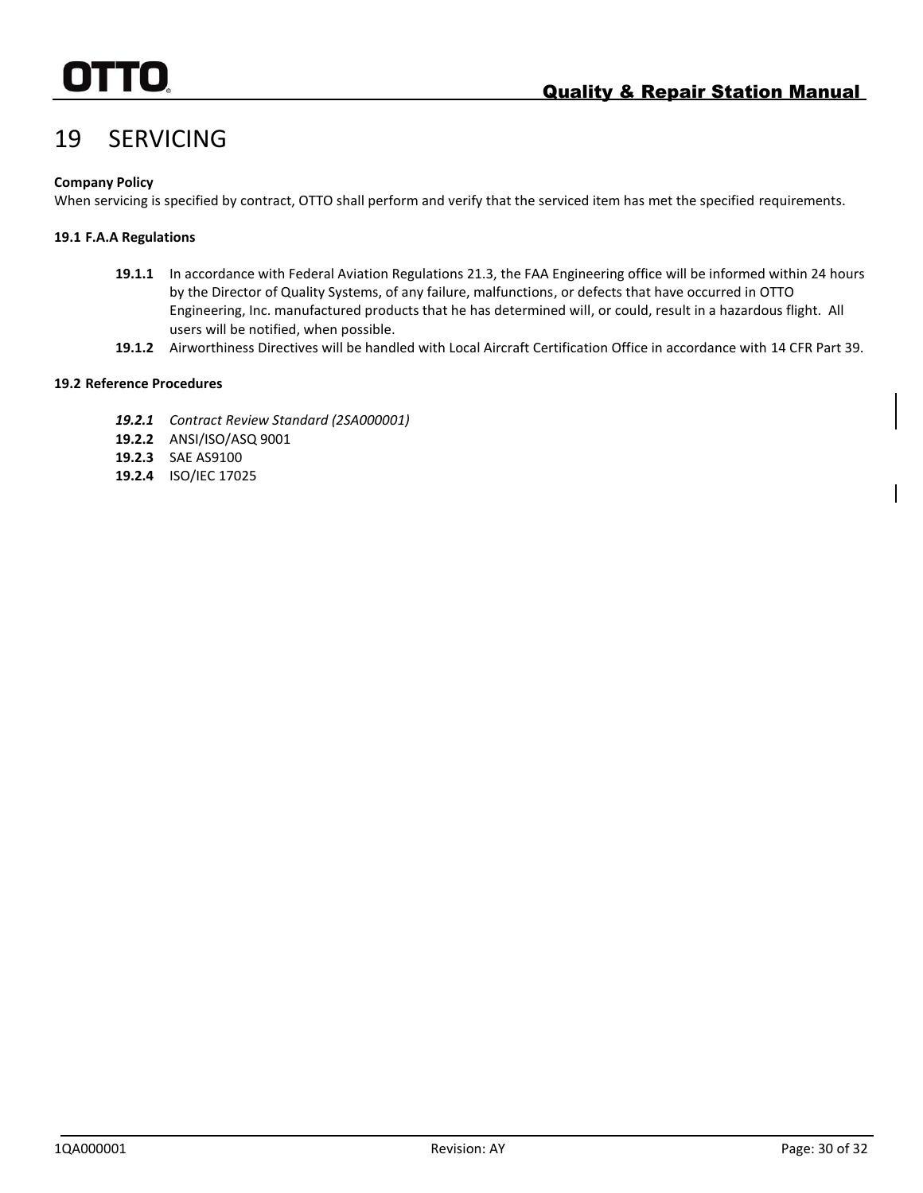# 19 SERVICING

**Company Policy**
When servicing is specified by contract, OTTO shall perform and verify that the serviced item has met the specified requirements.

**19.1 F.A.A Regulations**

- **19.1.1** In accordance with Federal Aviation Regulations 21.3, the FAA Engineering office will be informed within 24 hours by the Director of Quality Systems, of any failure, malfunctions, or defects that have occurred in OTTO Engineering, Inc. manufactured products that he has determined will, or could, result in a hazardous flight. All users will be notified, when possible.
- **19.1.2** Airworthiness Directives will be handled with Local Aircraft Certification Office in accordance with 14 CFR Part 39.

**19.2 Reference Procedures**

- ***19.2.1*** *Contract Review Standard (2SA000001)*
- **19.2.2** ANSI/ISO/ASQ 9001
- **19.2.3** SAE AS9100
- **19.2.4** ISO/IEC 17025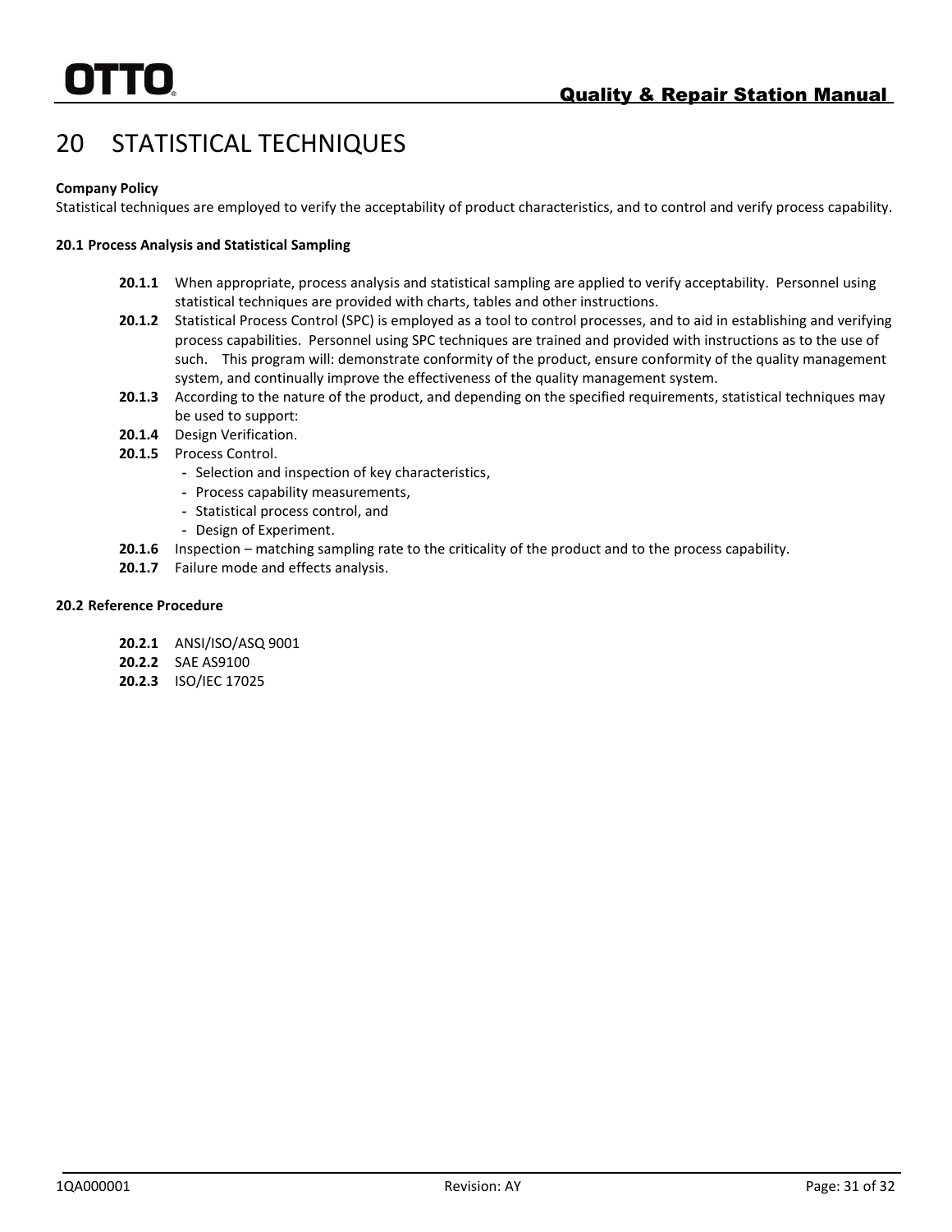# 20 STATISTICAL TECHNIQUES

**Company Policy**

Statistical techniques are employed to verify the acceptability of product characteristics, and to control and verify process capability.

**20.1 Process Analysis and Statistical Sampling**

**20.1.1** When appropriate, process analysis and statistical sampling are applied to verify acceptability. Personnel using statistical techniques are provided with charts, tables and other instructions.

**20.1.2** Statistical Process Control (SPC) is employed as a tool to control processes, and to aid in establishing and verifying process capabilities. Personnel using SPC techniques are trained and provided with instructions as to the use of such. This program will: demonstrate conformity of the product, ensure conformity of the quality management system, and continually improve the effectiveness of the quality management system.

**20.1.3** According to the nature of the product, and depending on the specified requirements, statistical techniques may be used to support:

**20.1.4** Design Verification.

**20.1.5** Process Control.

- Selection and inspection of key characteristics,
- Process capability measurements,
- Statistical process control, and
- Design of Experiment.

**20.1.6** Inspection – matching sampling rate to the criticality of the product and to the process capability.

**20.1.7** Failure mode and effects analysis.

**20.2 Reference Procedure**

**20.2.1** ANSI/ISO/ASQ 9001

**20.2.2** SAE AS9100

**20.2.3** ISO/IEC 17025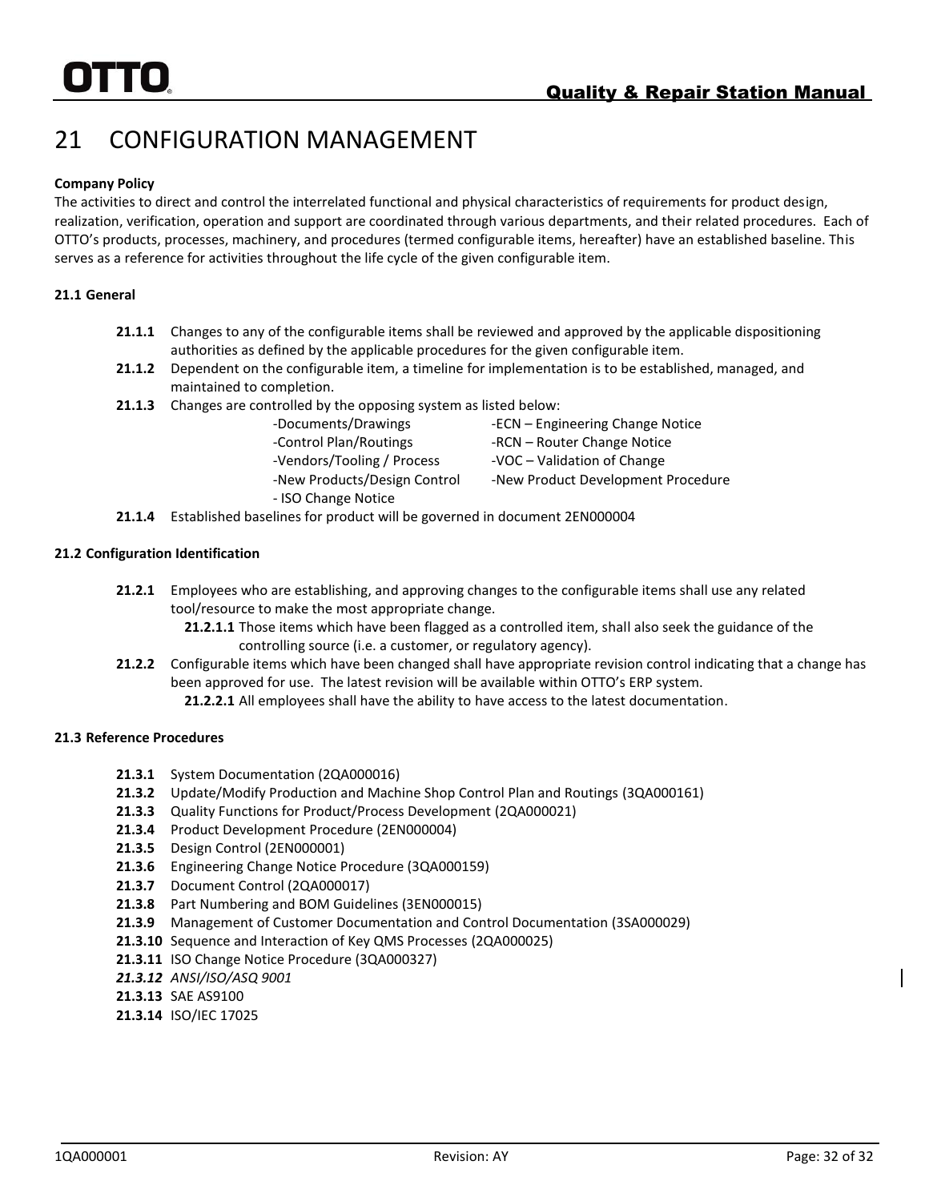# 21 CONFIGURATION MANAGEMENT

**Company Policy**

The activities to direct and control the interrelated functional and physical characteristics of requirements for product design, realization, verification, operation and support are coordinated through various departments, and their related procedures. Each of OTTO's products, processes, machinery, and procedures (termed configurable items, hereafter) have an established baseline. This serves as a reference for activities throughout the life cycle of the given configurable item.

**21.1 General**

**21.1.1** Changes to any of the configurable items shall be reviewed and approved by the applicable dispositioning authorities as defined by the applicable procedures for the given configurable item.

**21.1.2** Dependent on the configurable item, a timeline for implementation is to be established, managed, and maintained to completion.

**21.1.3** Changes are controlled by the opposing system as listed below:

| | |
|---|---|
| -Documents/Drawings | -ECN – Engineering Change Notice |
| -Control Plan/Routings | -RCN – Router Change Notice |
| -Vendors/Tooling / Process | -VOC – Validation of Change |
| -New Products/Design Control | -New Product Development Procedure |
| - ISO Change Notice | |

**21.1.4** Established baselines for product will be governed in document 2EN000004

**21.2 Configuration Identification**

**21.2.1** Employees who are establishing, and approving changes to the configurable items shall use any related tool/resource to make the most appropriate change.

**21.2.1.1** Those items which have been flagged as a controlled item, shall also seek the guidance of the controlling source (i.e. a customer, or regulatory agency).

**21.2.2** Configurable items which have been changed shall have appropriate revision control indicating that a change has been approved for use. The latest revision will be available within OTTO's ERP system.

**21.2.2.1** All employees shall have the ability to have access to the latest documentation.

**21.3 Reference Procedures**

**21.3.1** System Documentation (2QA000016)

**21.3.2** Update/Modify Production and Machine Shop Control Plan and Routings (3QA000161)

**21.3.3** Quality Functions for Product/Process Development (2QA000021)

**21.3.4** Product Development Procedure (2EN000004)

**21.3.5** Design Control (2EN000001)

**21.3.6** Engineering Change Notice Procedure (3QA000159)

**21.3.7** Document Control (2QA000017)

**21.3.8** Part Numbering and BOM Guidelines (3EN000015)

**21.3.9** Management of Customer Documentation and Control Documentation (3SA000029)

**21.3.10** Sequence and Interaction of Key QMS Processes (2QA000025)

**21.3.11** ISO Change Notice Procedure (3QA000327)

***21.3.12*** *ANSI/ISO/ASQ 9001*

**21.3.13** SAE AS9100

**21.3.14** ISO/IEC 17025